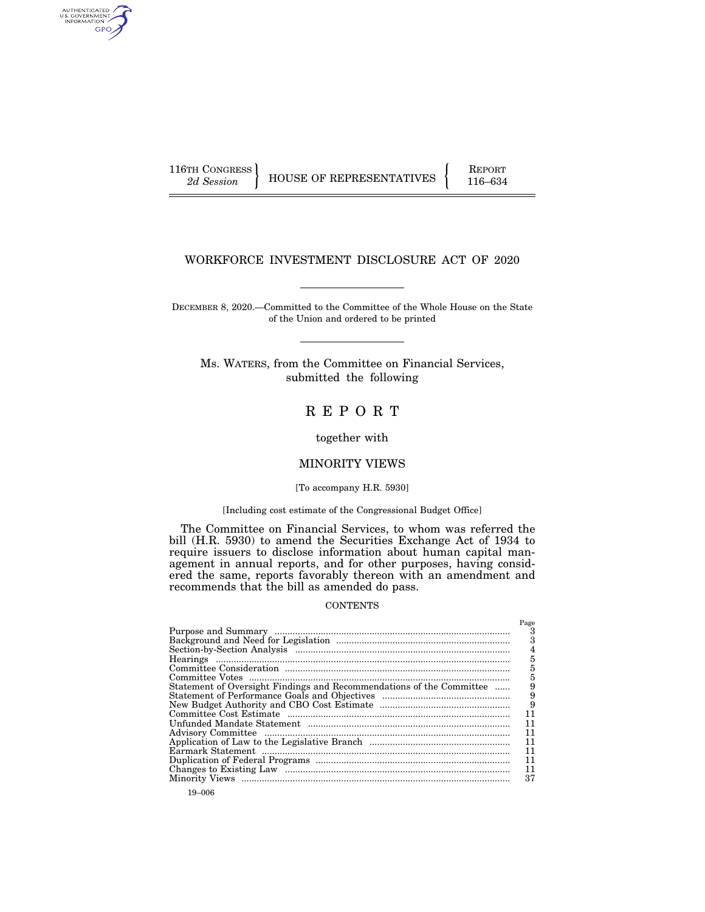116TH CONGRESS
*2d Session*

HOUSE OF REPRESENTATIVES

REPORT
116–634

# WORKFORCE INVESTMENT DISCLOSURE ACT OF 2020

DECEMBER 8, 2020.—Committed to the Committee of the Whole House on the State of the Union and ordered to be printed

Ms. WATERS, from the Committee on Financial Services, submitted the following

## R E P O R T

together with

## MINORITY VIEWS

[To accompany H.R. 5930]

[Including cost estimate of the Congressional Budget Office]

The Committee on Financial Services, to whom was referred the bill (H.R. 5930) to amend the Securities Exchange Act of 1934 to require issuers to disclose information about human capital management in annual reports, and for other purposes, having considered the same, reports favorably thereon with an amendment and recommends that the bill as amended do pass.

CONTENTS

| | Page |
|---|---|
| Purpose and Summary | 3 |
| Background and Need for Legislation | 3 |
| Section-by-Section Analysis | 4 |
| Hearings | 5 |
| Committee Consideration | 5 |
| Committee Votes | 5 |
| Statement of Oversight Findings and Recommendations of the Committee | 9 |
| Statement of Performance Goals and Objectives | 9 |
| New Budget Authority and CBO Cost Estimate | 9 |
| Committee Cost Estimate | 11 |
| Unfunded Mandate Statement | 11 |
| Advisory Committee | 11 |
| Application of Law to the Legislative Branch | 11 |
| Earmark Statement | 11 |
| Duplication of Federal Programs | 11 |
| Changes to Existing Law | 11 |
| Minority Views | 37 |

19–006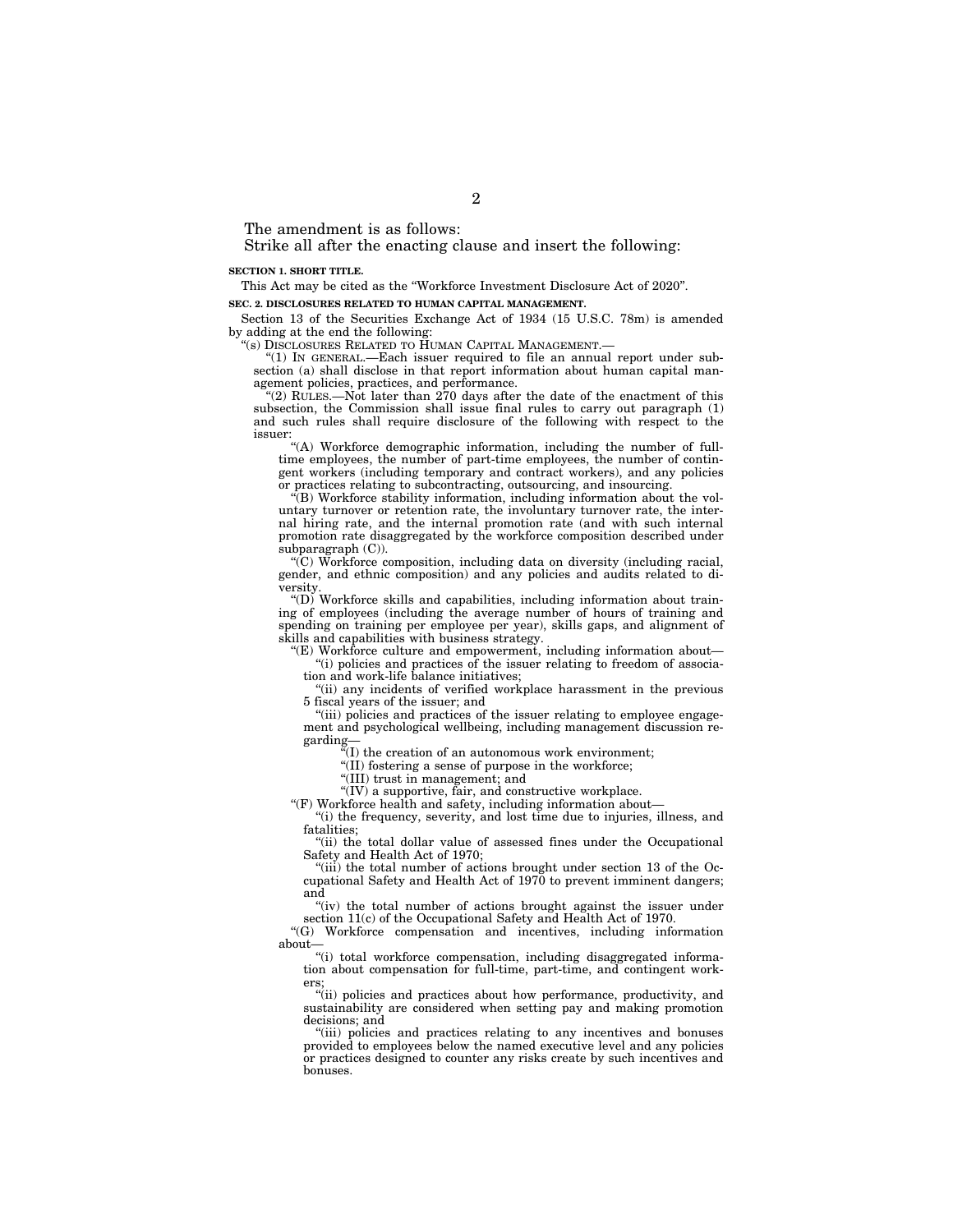The amendment is as follows:

Strike all after the enacting clause and insert the following:

**SECTION 1. SHORT TITLE.**

This Act may be cited as the "Workforce Investment Disclosure Act of 2020".

**SEC. 2. DISCLOSURES RELATED TO HUMAN CAPITAL MANAGEMENT.**

Section 13 of the Securities Exchange Act of 1934 (15 U.S.C. 78m) is amended by adding at the end the following:

"(s) DISCLOSURES RELATED TO HUMAN CAPITAL MANAGEMENT.—

"(1) IN GENERAL.—Each issuer required to file an annual report under subsection (a) shall disclose in that report information about human capital management policies, practices, and performance.

"(2) RULES.—Not later than 270 days after the date of the enactment of this subsection, the Commission shall issue final rules to carry out paragraph (1) and such rules shall require disclosure of the following with respect to the issuer:

"(A) Workforce demographic information, including the number of full-time employees, the number of part-time employees, the number of contingent workers (including temporary and contract workers), and any policies or practices relating to subcontracting, outsourcing, and insourcing.

"(B) Workforce stability information, including information about the voluntary turnover or retention rate, the involuntary turnover rate, the internal hiring rate, and the internal promotion rate (and with such internal promotion rate disaggregated by the workforce composition described under subparagraph (C)).

"(C) Workforce composition, including data on diversity (including racial, gender, and ethnic composition) and any policies and audits related to diversity.

"(D) Workforce skills and capabilities, including information about training of employees (including the average number of hours of training and spending on training per employee per year), skills gaps, and alignment of skills and capabilities with business strategy.

"(E) Workforce culture and empowerment, including information about—

"(i) policies and practices of the issuer relating to freedom of association and work-life balance initiatives;

"(ii) any incidents of verified workplace harassment in the previous 5 fiscal years of the issuer; and

"(iii) policies and practices of the issuer relating to employee engagement and psychological wellbeing, including management discussion regarding—

"(I) the creation of an autonomous work environment;

"(II) fostering a sense of purpose in the workforce;

"(III) trust in management; and

"(IV) a supportive, fair, and constructive workplace.

"(F) Workforce health and safety, including information about—

"(i) the frequency, severity, and lost time due to injuries, illness, and fatalities;

"(ii) the total dollar value of assessed fines under the Occupational Safety and Health Act of 1970;

"(iii) the total number of actions brought under section 13 of the Occupational Safety and Health Act of 1970 to prevent imminent dangers; and

"(iv) the total number of actions brought against the issuer under section 11(c) of the Occupational Safety and Health Act of 1970.

"(G) Workforce compensation and incentives, including information about—

"(i) total workforce compensation, including disaggregated information about compensation for full-time, part-time, and contingent workers;

"(ii) policies and practices about how performance, productivity, and sustainability are considered when setting pay and making promotion decisions; and

"(iii) policies and practices relating to any incentives and bonuses provided to employees below the named executive level and any policies or practices designed to counter any risks create by such incentives and bonuses.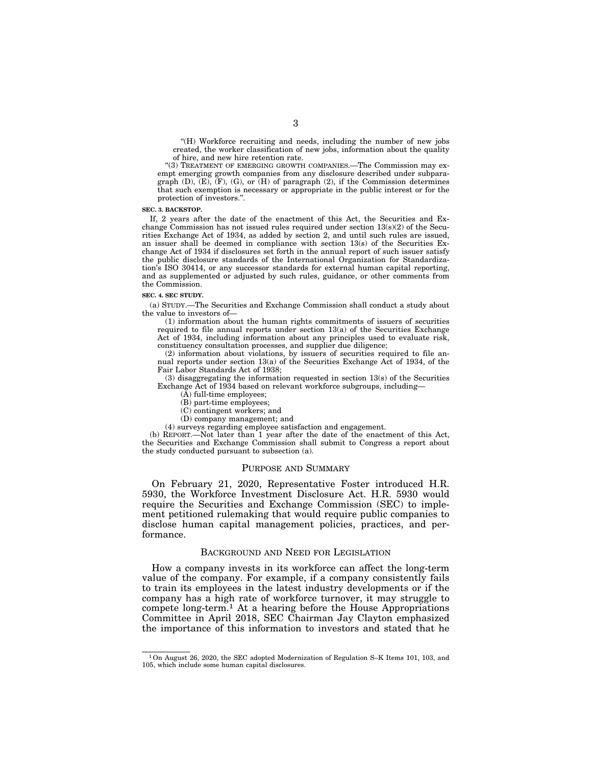"(H) Workforce recruiting and needs, including the number of new jobs created, the worker classification of new jobs, information about the quality of hire, and new hire retention rate.

"(3) TREATMENT OF EMERGING GROWTH COMPANIES.—The Commission may exempt emerging growth companies from any disclosure described under subparagraph (D), (E), (F), (G), or (H) of paragraph (2), if the Commission determines that such exemption is necessary or appropriate in the public interest or for the protection of investors.".

**SEC. 3. BACKSTOP.**

If, 2 years after the date of the enactment of this Act, the Securities and Exchange Commission has not issued rules required under section 13(s)(2) of the Securities Exchange Act of 1934, as added by section 2, and until such rules are issued, an issuer shall be deemed in compliance with section 13(s) of the Securities Exchange Act of 1934 if disclosures set forth in the annual report of such issuer satisfy the public disclosure standards of the International Organization for Standardization's ISO 30414, or any successor standards for external human capital reporting, and as supplemented or adjusted by such rules, guidance, or other comments from the Commission.

**SEC. 4. SEC STUDY.**

(a) STUDY.—The Securities and Exchange Commission shall conduct a study about the value to investors of—

(1) information about the human rights commitments of issuers of securities required to file annual reports under section 13(a) of the Securities Exchange Act of 1934, including information about any principles used to evaluate risk, constituency consultation processes, and supplier due diligence;

(2) information about violations, by issuers of securities required to file annual reports under section 13(a) of the Securities Exchange Act of 1934, of the Fair Labor Standards Act of 1938;

(3) disaggregating the information requested in section 13(s) of the Securities Exchange Act of 1934 based on relevant workforce subgroups, including—

(A) full-time employees;

(B) part-time employees;

(C) contingent workers; and

(D) company management; and

(4) surveys regarding employee satisfaction and engagement.

(b) REPORT.—Not later than 1 year after the date of the enactment of this Act, the Securities and Exchange Commission shall submit to Congress a report about the study conducted pursuant to subsection (a).

## PURPOSE AND SUMMARY

On February 21, 2020, Representative Foster introduced H.R. 5930, the Workforce Investment Disclosure Act. H.R. 5930 would require the Securities and Exchange Commission (SEC) to implement petitioned rulemaking that would require public companies to disclose human capital management policies, practices, and performance.

## BACKGROUND AND NEED FOR LEGISLATION

How a company invests in its workforce can affect the long-term value of the company. For example, if a company consistently fails to train its employees in the latest industry developments or if the company has a high rate of workforce turnover, it may struggle to compete long-term.[1] At a hearing before the House Appropriations Committee in April 2018, SEC Chairman Jay Clayton emphasized the importance of this information to investors and stated that he

[1] On August 26, 2020, the SEC adopted Modernization of Regulation S–K Items 101, 103, and 105, which include some human capital disclosures.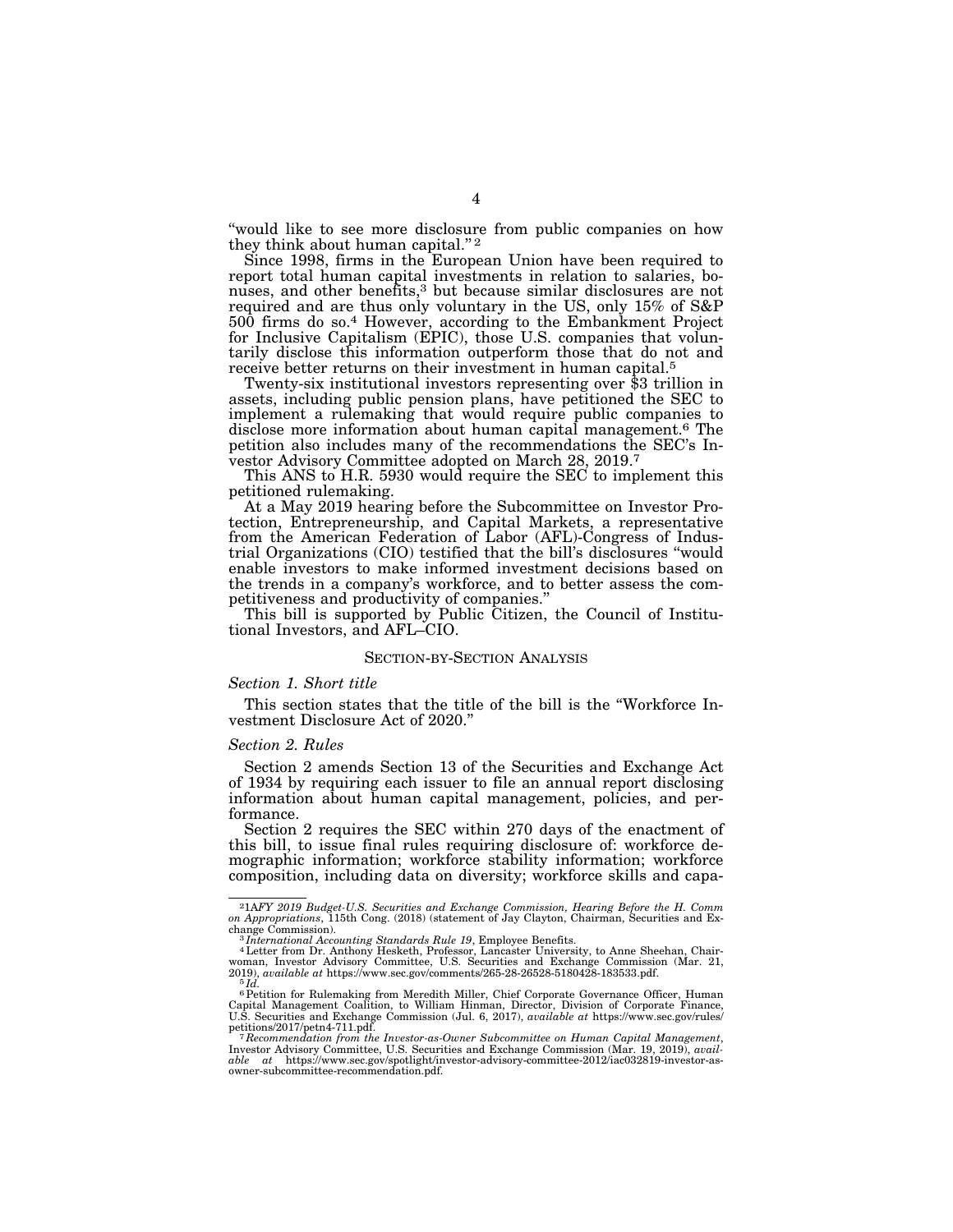"would like to see more disclosure from public companies on how they think about human capital." [2]

Since 1998, firms in the European Union have been required to report total human capital investments in relation to salaries, bonuses, and other benefits,[3] but because similar disclosures are not required and are thus only voluntary in the US, only 15% of S&P 500 firms do so.[4] However, according to the Embankment Project for Inclusive Capitalism (EPIC), those U.S. companies that voluntarily disclose this information outperform those that do not and receive better returns on their investment in human capital.[5]

Twenty-six institutional investors representing over $3 trillion in assets, including public pension plans, have petitioned the SEC to implement a rulemaking that would require public companies to disclose more information about human capital management.[6] The petition also includes many of the recommendations the SEC's Investor Advisory Committee adopted on March 28, 2019.[7]

This ANS to H.R. 5930 would require the SEC to implement this petitioned rulemaking.

At a May 2019 hearing before the Subcommittee on Investor Protection, Entrepreneurship, and Capital Markets, a representative from the American Federation of Labor (AFL)-Congress of Industrial Organizations (CIO) testified that the bill's disclosures "would enable investors to make informed investment decisions based on the trends in a company's workforce, and to better assess the competitiveness and productivity of companies."

This bill is supported by Public Citizen, the Council of Institutional Investors, and AFL–CIO.

## SECTION-BY-SECTION ANALYSIS

### *Section 1. Short title*

This section states that the title of the bill is the "Workforce Investment Disclosure Act of 2020."

### *Section 2. Rules*

Section 2 amends Section 13 of the Securities and Exchange Act of 1934 by requiring each issuer to file an annual report disclosing information about human capital management, policies, and performance.

Section 2 requires the SEC within 270 days of the enactment of this bill, to issue final rules requiring disclosure of: workforce demographic information; workforce stability information; workforce composition, including data on diversity; workforce skills and capa-

---

[2] 1*AFY 2019 Budget-U.S. Securities and Exchange Commission, Hearing Before the H. Comm on Appropriations*, 115th Cong. (2018) (statement of Jay Clayton, Chairman, Securities and Exchange Commission).

[3] *International Accounting Standards Rule 19*, Employee Benefits.

[4] Letter from Dr. Anthony Hesketh, Professor, Lancaster University, to Anne Sheehan, Chairwoman, Investor Advisory Committee, U.S. Securities and Exchange Commission (Mar. 21, 2019), *available at* https://www.sec.gov/comments/265-28-26528-5180428-183533.pdf.

[5] *Id.*

[6] Petition for Rulemaking from Meredith Miller, Chief Corporate Governance Officer, Human Capital Management Coalition, to William Hinman, Director, Division of Corporate Finance, U.S. Securities and Exchange Commission (Jul. 6, 2017), *available at* https://www.sec.gov/rules/petitions/2017/petn4-711.pdf.

[7] *Recommendation from the Investor-as-Owner Subcommittee on Human Capital Management*, Investor Advisory Committee, U.S. Securities and Exchange Commission (Mar. 19, 2019), *available at* https://www.sec.gov/spotlight/investor-advisory-committee-2012/iac032819-investor-as-owner-subcommittee-recommendation.pdf.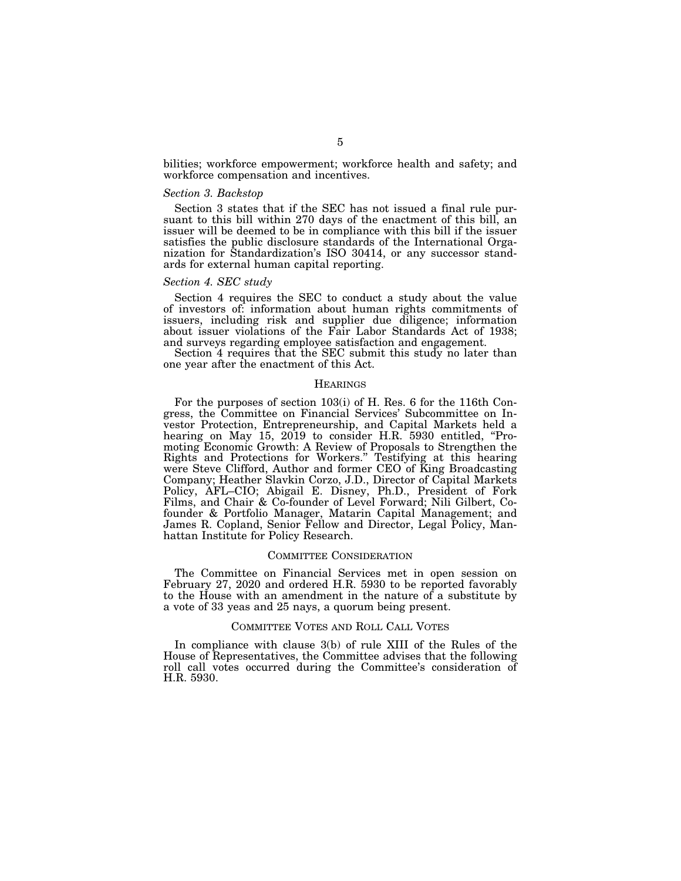bilities; workforce empowerment; workforce health and safety; and workforce compensation and incentives.

*Section 3. Backstop*

Section 3 states that if the SEC has not issued a final rule pursuant to this bill within 270 days of the enactment of this bill, an issuer will be deemed to be in compliance with this bill if the issuer satisfies the public disclosure standards of the International Organization for Standardization's ISO 30414, or any successor standards for external human capital reporting.

*Section 4. SEC study*

Section 4 requires the SEC to conduct a study about the value of investors of: information about human rights commitments of issuers, including risk and supplier due diligence; information about issuer violations of the Fair Labor Standards Act of 1938; and surveys regarding employee satisfaction and engagement.

Section 4 requires that the SEC submit this study no later than one year after the enactment of this Act.

## HEARINGS

For the purposes of section 103(i) of H. Res. 6 for the 116th Congress, the Committee on Financial Services' Subcommittee on Investor Protection, Entrepreneurship, and Capital Markets held a hearing on May 15, 2019 to consider H.R. 5930 entitled, "Promoting Economic Growth: A Review of Proposals to Strengthen the Rights and Protections for Workers." Testifying at this hearing were Steve Clifford, Author and former CEO of King Broadcasting Company; Heather Slavkin Corzo, J.D., Director of Capital Markets Policy, AFL–CIO; Abigail E. Disney, Ph.D., President of Fork Films, and Chair & Co-founder of Level Forward; Nili Gilbert, Co-founder & Portfolio Manager, Matarin Capital Management; and James R. Copland, Senior Fellow and Director, Legal Policy, Manhattan Institute for Policy Research.

## COMMITTEE CONSIDERATION

The Committee on Financial Services met in open session on February 27, 2020 and ordered H.R. 5930 to be reported favorably to the House with an amendment in the nature of a substitute by a vote of 33 yeas and 25 nays, a quorum being present.

## COMMITTEE VOTES AND ROLL CALL VOTES

In compliance with clause 3(b) of rule XIII of the Rules of the House of Representatives, the Committee advises that the following roll call votes occurred during the Committee's consideration of H.R. 5930.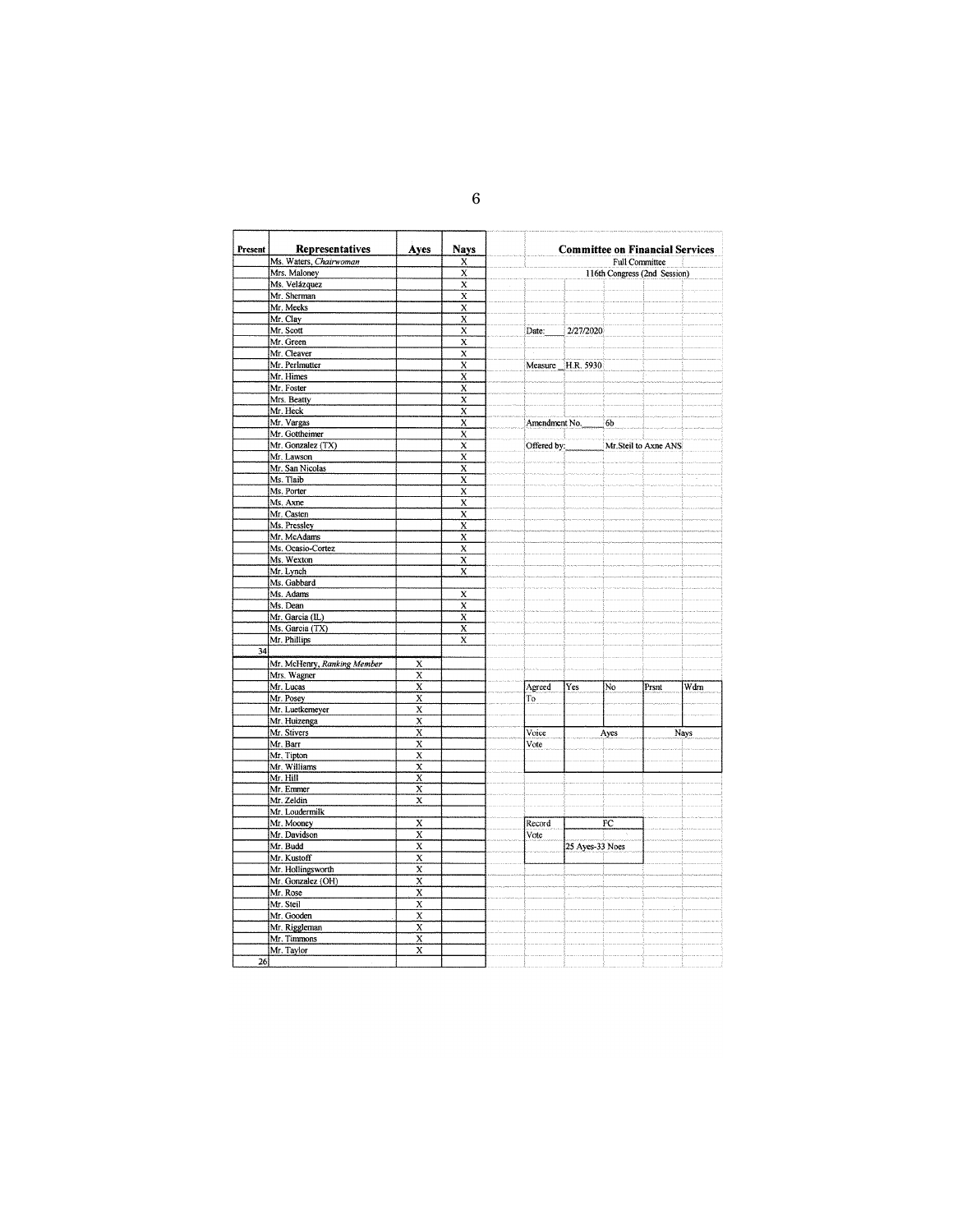| Present | Representatives | Ayes | Nays |
|---|---|---|---|
| | Ms. Waters, *Chairwoman* | | X |
| | Mrs. Maloney | | X |
| | Ms. Velázquez | | X |
| | Mr. Sherman | | X |
| | Mr. Meeks | | X |
| | Mr. Clay | | X |
| | Mr. Scott | | X |
| | Mr. Green | | X |
| | Mr. Cleaver | | X |
| | Mr. Perlmutter | | X |
| | Mr. Himes | | X |
| | Mr. Foster | | X |
| | Mrs. Beatty | | X |
| | Mr. Heck | | X |
| | Mr. Vargas | | X |
| | Mr. Gottheimer | | X |
| | Mr. Gonzalez (TX) | | X |
| | Mr. Lawson | | X |
| | Mr. San Nicolas | | X |
| | Ms. Tlaib | | X |
| | Ms. Porter | | X |
| | Ms. Axne | | X |
| | Mr. Casten | | X |
| | Ms. Pressley | | X |
| | Mr. McAdams | | X |
| | Ms. Ocasio-Cortez | | X |
| | Ms. Wexton | | X |
| | Mr. Lynch | | X |
| | Ms. Gabbard | | |
| | Ms. Adams | | X |
| | Ms. Dean | | X |
| | Mr. Garcia (IL) | | X |
| | Ms. Garcia (TX) | | X |
| | Mr. Phillips | | X |
| 34 | | | |
| | Mr. McHenry, *Ranking Member* | X | |
| | Mrs. Wagner | X | |
| | Mr. Lucas | X | |
| | Mr. Posey | X | |
| | Mr. Luetkemeyer | X | |
| | Mr. Huizenga | X | |
| | Mr. Stivers | X | |
| | Mr. Barr | X | |
| | Mr. Tipton | X | |
| | Mr. Williams | X | |
| | Mr. Hill | X | |
| | Mr. Emmer | X | |
| | Mr. Zeldin | X | |
| | Mr. Loudermilk | | |
| | Mr. Mooney | X | |
| | Mr. Davidson | X | |
| | Mr. Budd | X | |
| | Mr. Kustoff | X | |
| | Mr. Hollingsworth | X | |
| | Mr. Gonzalez (OH) | X | |
| | Mr. Rose | X | |
| | Mr. Steil | X | |
| | Mr. Gooden | X | |
| | Mr. Riggleman | X | |
| | Mr. Timmons | X | |
| | Mr. Taylor | X | |
| 26 | | | |

**Committee on Financial Services**

Full Committee

116th Congress (2nd Session)

Date: 2/27/2020

Measure H.R. 5930

Amendment No. 6b

Offered by: Mr.Steil to Axne ANS

| Agreed To | Yes | No | Prsnt | Wdrn |
|---|---|---|---|---|
| | | | | |

| Voice Vote | Ayes | Nays |
|---|---|---|
| | | |

| Record Vote | FC |
|---|---|
| | 25 Ayes-33 Noes |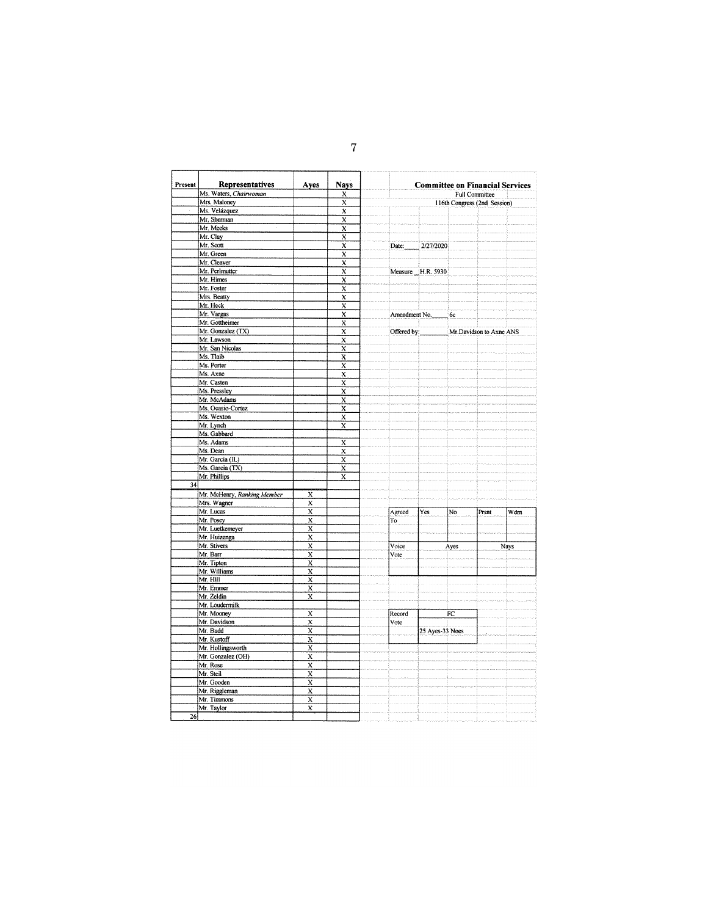**Committee on Financial Services**
Full Committee
116th Congress (2nd Session)

Date: 2/27/2020

Measure H.R. 5930

Amendment No. 6c

Offered by: Mr.Davidson to Axne ANS

| Present | Representatives | Ayes | Nays |
|---|---|---|---|
| | Ms. Waters, *Chairwoman* | | X |
| | Mrs. Maloney | | X |
| | Ms. Velázquez | | X |
| | Mr. Sherman | | X |
| | Mr. Meeks | | X |
| | Mr. Clay | | X |
| | Mr. Scott | | X |
| | Mr. Green | | X |
| | Mr. Cleaver | | X |
| | Mr. Perlmutter | | X |
| | Mr. Himes | | X |
| | Mr. Foster | | X |
| | Mrs. Beatty | | X |
| | Mr. Heck | | X |
| | Mr. Vargas | | X |
| | Mr. Gottheimer | | X |
| | Mr. Gonzalez (TX) | | X |
| | Mr. Lawson | | X |
| | Mr. San Nicolas | | X |
| | Ms. Tlaib | | X |
| | Ms. Porter | | X |
| | Ms. Axne | | X |
| | Mr. Casten | | X |
| | Ms. Pressley | | X |
| | Mr. McAdams | | X |
| | Ms. Ocasio-Cortez | | X |
| | Ms. Wexton | | X |
| | Mr. Lynch | | X |
| | Ms. Gabbard | | |
| | Ms. Adams | | X |
| | Ms. Dean | | X |
| | Mr. Garcia (IL) | | X |
| | Ms. Garcia (TX) | | X |
| | Mr. Phillips | | X |
| 34 | | | |
| | Mr. McHenry, *Ranking Member* | X | |
| | Mrs. Wagner | X | |
| | Mr. Lucas | X | |
| | Mr. Posey | X | |
| | Mr. Luetkemeyer | X | |
| | Mr. Huizenga | X | |
| | Mr. Stivers | X | |
| | Mr. Barr | X | |
| | Mr. Tipton | X | |
| | Mr. Williams | X | |
| | Mr. Hill | X | |
| | Mr. Emmer | X | |
| | Mr. Zeldin | X | |
| | Mr. Loudermilk | | |
| | Mr. Mooney | X | |
| | Mr. Davidson | X | |
| | Mr. Budd | X | |
| | Mr. Kustoff | X | |
| | Mr. Hollingsworth | X | |
| | Mr. Gonzalez (OH) | X | |
| | Mr. Rose | X | |
| | Mr. Steil | X | |
| | Mr. Gooden | X | |
| | Mr. Riggleman | X | |
| | Mr. Timmons | X | |
| | Mr. Taylor | X | |
| 26 | | | |

| Agreed To | Yes | No | Prsnt | Wdrn |
|---|---|---|---|---|
| | | | | |

| Voice Vote | Ayes | Nays |
|---|---|---|
| | | |

| Record Vote | FC |
|---|---|
| | 25 Ayes-33 Noes |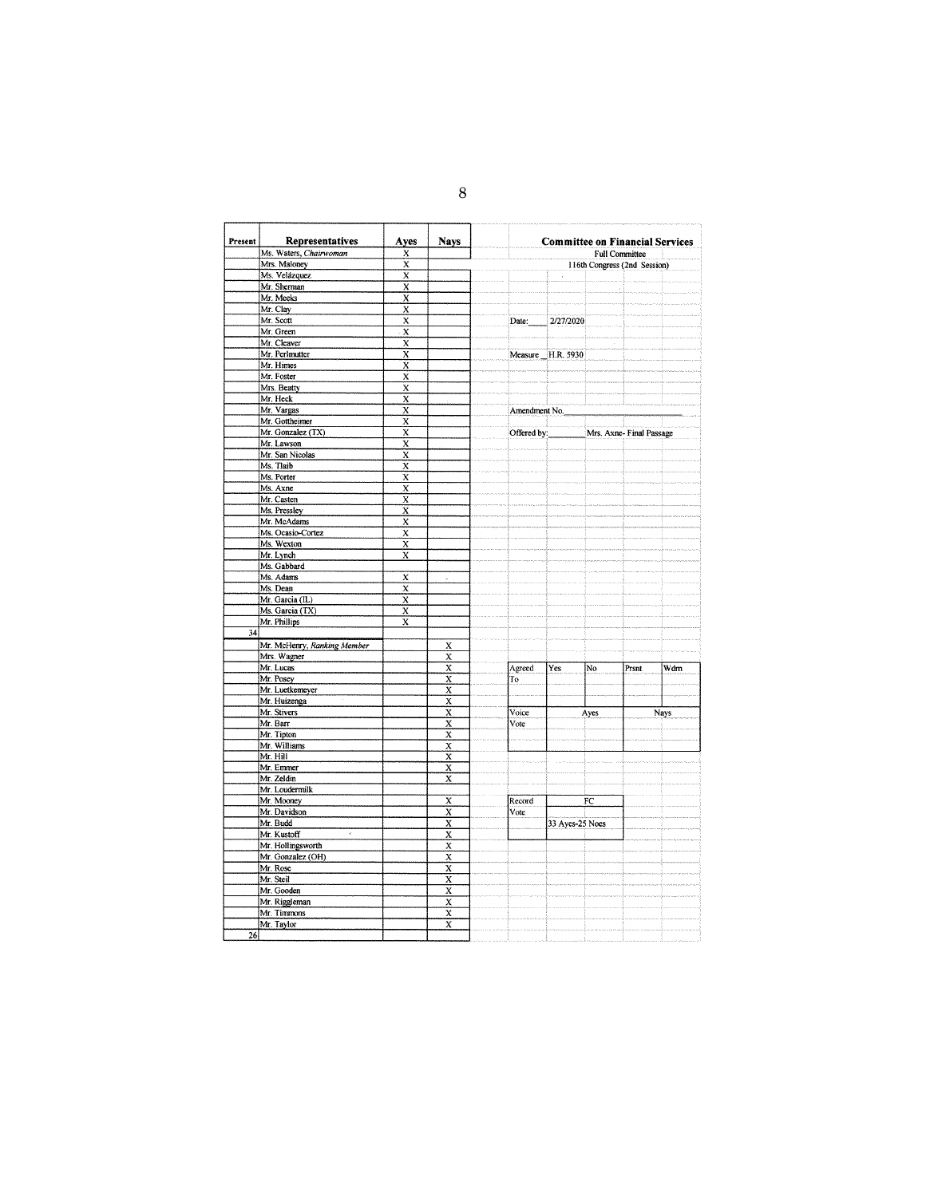**Committee on Financial Services**

Full Committee

116th Congress (2nd Session)

Date: 2/27/2020

Measure H.R. 5930

Amendment No. \_\_\_\_\_

Offered by: Mrs. Axne- Final Passage

| Present | Representatives | Ayes | Nays |
|---|---|---|---|
| | Ms. Waters, *Chairwoman* | X | |
| | Mrs. Maloney | X | |
| | Ms. Velázquez | X | |
| | Mr. Sherman | X | |
| | Mr. Meeks | X | |
| | Mr. Clay | X | |
| | Mr. Scott | X | |
| | Mr. Green | X | |
| | Mr. Cleaver | X | |
| | Mr. Perlmutter | X | |
| | Mr. Himes | X | |
| | Mr. Foster | X | |
| | Mrs. Beatty | X | |
| | Mr. Heck | X | |
| | Mr. Vargas | X | |
| | Mr. Gottheimer | X | |
| | Mr. Gonzalez (TX) | X | |
| | Mr. Lawson | X | |
| | Mr. San Nicolas | X | |
| | Ms. Tlaib | X | |
| | Ms. Porter | X | |
| | Ms. Axne | X | |
| | Mr. Casten | X | |
| | Ms. Pressley | X | |
| | Mr. McAdams | X | |
| | Ms. Ocasio-Cortez | X | |
| | Ms. Wexton | X | |
| | Mr. Lynch | X | |
| | Ms. Gabbard | | |
| | Ms. Adams | X | |
| | Ms. Dean | X | |
| | Mr. Garcia (IL) | X | |
| | Ms. Garcia (TX) | X | |
| | Mr. Phillips | X | |
| 34 | | | |
| | Mr. McHenry, *Ranking Member* | | X |
| | Mrs. Wagner | | X |
| | Mr. Lucas | | X |
| | Mr. Posey | | X |
| | Mr. Luetkemeyer | | X |
| | Mr. Huizenga | | X |
| | Mr. Stivers | | X |
| | Mr. Barr | | X |
| | Mr. Tipton | | X |
| | Mr. Williams | | X |
| | Mr. Hill | | X |
| | Mr. Emmer | | X |
| | Mr. Zeldin | | X |
| | Mr. Loudermilk | | |
| | Mr. Mooney | | X |
| | Mr. Davidson | | X |
| | Mr. Budd | | X |
| | Mr. Kustoff | | X |
| | Mr. Hollingsworth | | X |
| | Mr. Gonzalez (OH) | | X |
| | Mr. Rose | | X |
| | Mr. Steil | | X |
| | Mr. Gooden | | X |
| | Mr. Riggleman | | X |
| | Mr. Timmons | | X |
| | Mr. Taylor | | X |
| 26 | | | |

| Agreed To | Yes | No | Prsnt | Wdrn |
|---|---|---|---|---|
| | | | | |

| Voice Vote | Ayes | Nays |
|---|---|---|
| | | |

| Record Vote | FC |
|---|---|
| | 33 Ayes-25 Noes |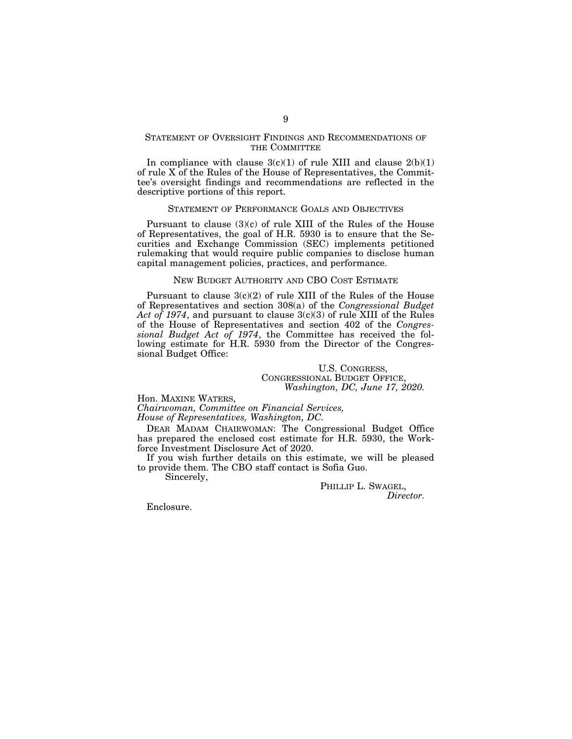## STATEMENT OF OVERSIGHT FINDINGS AND RECOMMENDATIONS OF THE COMMITTEE

In compliance with clause 3(c)(1) of rule XIII and clause 2(b)(1) of rule X of the Rules of the House of Representatives, the Committee's oversight findings and recommendations are reflected in the descriptive portions of this report.

## STATEMENT OF PERFORMANCE GOALS AND OBJECTIVES

Pursuant to clause (3)(c) of rule XIII of the Rules of the House of Representatives, the goal of H.R. 5930 is to ensure that the Securities and Exchange Commission (SEC) implements petitioned rulemaking that would require public companies to disclose human capital management policies, practices, and performance.

## NEW BUDGET AUTHORITY AND CBO COST ESTIMATE

Pursuant to clause 3(c)(2) of rule XIII of the Rules of the House of Representatives and section 308(a) of the *Congressional Budget Act of 1974*, and pursuant to clause 3(c)(3) of rule XIII of the Rules of the House of Representatives and section 402 of the *Congressional Budget Act of 1974*, the Committee has received the following estimate for H.R. 5930 from the Director of the Congressional Budget Office:

U.S. CONGRESS,
CONGRESSIONAL BUDGET OFFICE,
*Washington, DC, June 17, 2020.*

Hon. MAXINE WATERS,
*Chairwoman, Committee on Financial Services,*
*House of Representatives, Washington, DC.*

DEAR MADAM CHAIRWOMAN: The Congressional Budget Office has prepared the enclosed cost estimate for H.R. 5930, the Workforce Investment Disclosure Act of 2020.

If you wish further details on this estimate, we will be pleased to provide them. The CBO staff contact is Sofia Guo.

Sincerely,

PHILLIP L. SWAGEL,
*Director.*

Enclosure.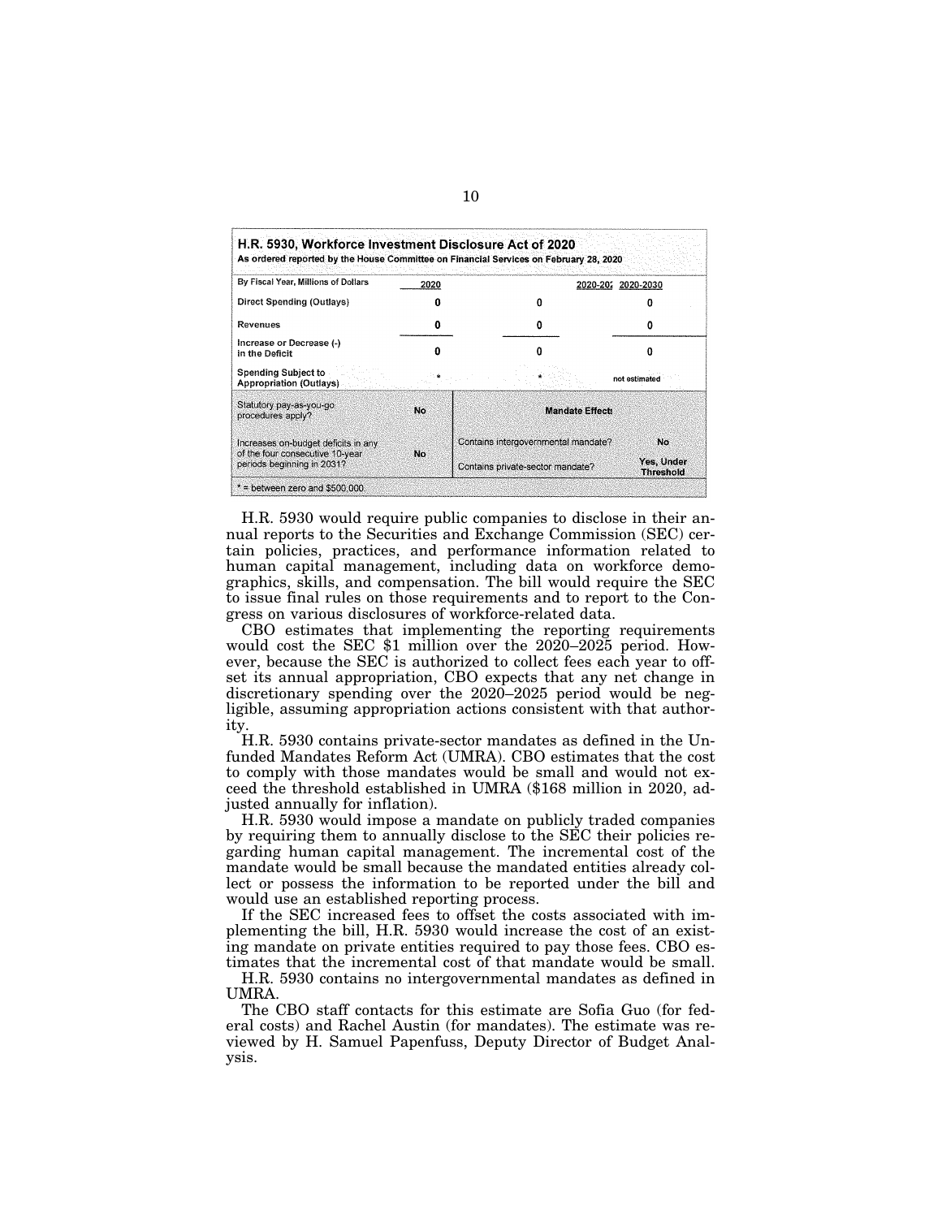**H.R. 5930, Workforce Investment Disclosure Act of 2020**
**As ordered reported by the House Committee on Financial Services on February 28, 2020**

| By Fiscal Year, Millions of Dollars | 2020 | 2020-202 | 2020-2030 |
|---|---|---|---|
| Direct Spending (Outlays) | 0 | 0 | 0 |
| Revenues | 0 | 0 | 0 |
| Increase or Decrease (-) in the Deficit | 0 | 0 | 0 |
| Spending Subject to Appropriation (Outlays) | * | * | not estimated |
| Statutory pay-as-you-go procedures apply? | No | **Mandate Effects** | |
| Increases on-budget deficits in any of the four consecutive 10-year periods beginning in 2031? | No | Contains intergovernmental mandate? | No |
| | | Contains private-sector mandate? | Yes, Under Threshold |

* = between zero and $500,000

H.R. 5930 would require public companies to disclose in their annual reports to the Securities and Exchange Commission (SEC) certain policies, practices, and performance information related to human capital management, including data on workforce demographics, skills, and compensation. The bill would require the SEC to issue final rules on those requirements and to report to the Congress on various disclosures of workforce-related data.

CBO estimates that implementing the reporting requirements would cost the SEC $1 million over the 2020–2025 period. However, because the SEC is authorized to collect fees each year to offset its annual appropriation, CBO expects that any net change in discretionary spending over the 2020–2025 period would be negligible, assuming appropriation actions consistent with that authority.

H.R. 5930 contains private-sector mandates as defined in the Unfunded Mandates Reform Act (UMRA). CBO estimates that the cost to comply with those mandates would be small and would not exceed the threshold established in UMRA ($168 million in 2020, adjusted annually for inflation).

H.R. 5930 would impose a mandate on publicly traded companies by requiring them to annually disclose to the SEC their policies regarding human capital management. The incremental cost of the mandate would be small because the mandated entities already collect or possess the information to be reported under the bill and would use an established reporting process.

If the SEC increased fees to offset the costs associated with implementing the bill, H.R. 5930 would increase the cost of an existing mandate on private entities required to pay those fees. CBO estimates that the incremental cost of that mandate would be small.

H.R. 5930 contains no intergovernmental mandates as defined in UMRA.

The CBO staff contacts for this estimate are Sofia Guo (for federal costs) and Rachel Austin (for mandates). The estimate was reviewed by H. Samuel Papenfuss, Deputy Director of Budget Analysis.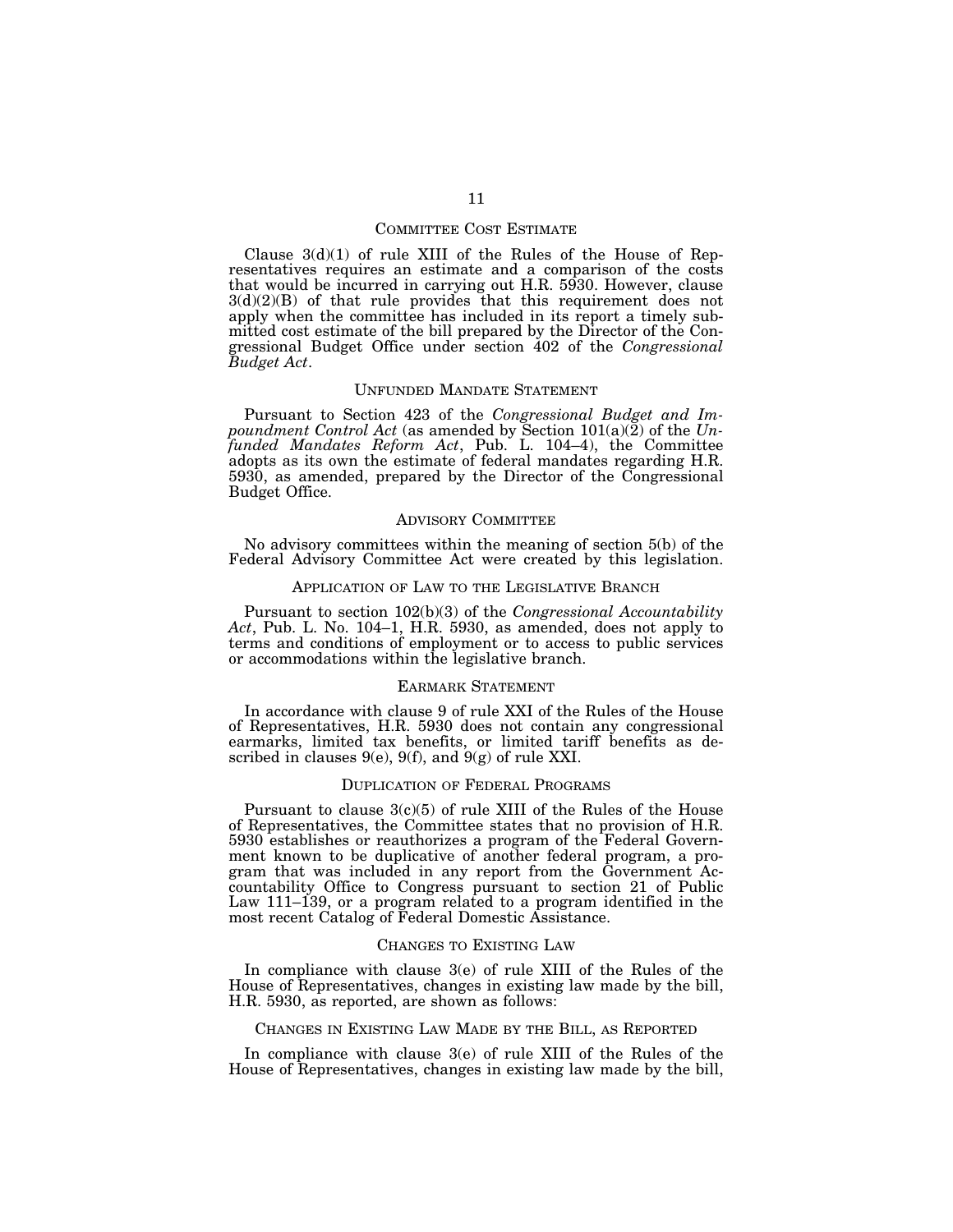## Committee Cost Estimate

Clause 3(d)(1) of rule XIII of the Rules of the House of Representatives requires an estimate and a comparison of the costs that would be incurred in carrying out H.R. 5930. However, clause 3(d)(2)(B) of that rule provides that this requirement does not apply when the committee has included in its report a timely submitted cost estimate of the bill prepared by the Director of the Congressional Budget Office under section 402 of the *Congressional Budget Act*.

## Unfunded Mandate Statement

Pursuant to Section 423 of the *Congressional Budget and Impoundment Control Act* (as amended by Section 101(a)(2) of the *Unfunded Mandates Reform Act*, Pub. L. 104–4), the Committee adopts as its own the estimate of federal mandates regarding H.R. 5930, as amended, prepared by the Director of the Congressional Budget Office.

## Advisory Committee

No advisory committees within the meaning of section 5(b) of the Federal Advisory Committee Act were created by this legislation.

## Application of Law to the Legislative Branch

Pursuant to section 102(b)(3) of the *Congressional Accountability Act*, Pub. L. No. 104–1, H.R. 5930, as amended, does not apply to terms and conditions of employment or to access to public services or accommodations within the legislative branch.

## Earmark Statement

In accordance with clause 9 of rule XXI of the Rules of the House of Representatives, H.R. 5930 does not contain any congressional earmarks, limited tax benefits, or limited tariff benefits as described in clauses 9(e), 9(f), and 9(g) of rule XXI.

## Duplication of Federal Programs

Pursuant to clause 3(c)(5) of rule XIII of the Rules of the House of Representatives, the Committee states that no provision of H.R. 5930 establishes or reauthorizes a program of the Federal Government known to be duplicative of another federal program, a program that was included in any report from the Government Accountability Office to Congress pursuant to section 21 of Public Law 111–139, or a program related to a program identified in the most recent Catalog of Federal Domestic Assistance.

## Changes to Existing Law

In compliance with clause 3(e) of rule XIII of the Rules of the House of Representatives, changes in existing law made by the bill, H.R. 5930, as reported, are shown as follows:

## Changes in Existing Law Made by the Bill, as Reported

In compliance with clause 3(e) of rule XIII of the Rules of the House of Representatives, changes in existing law made by the bill,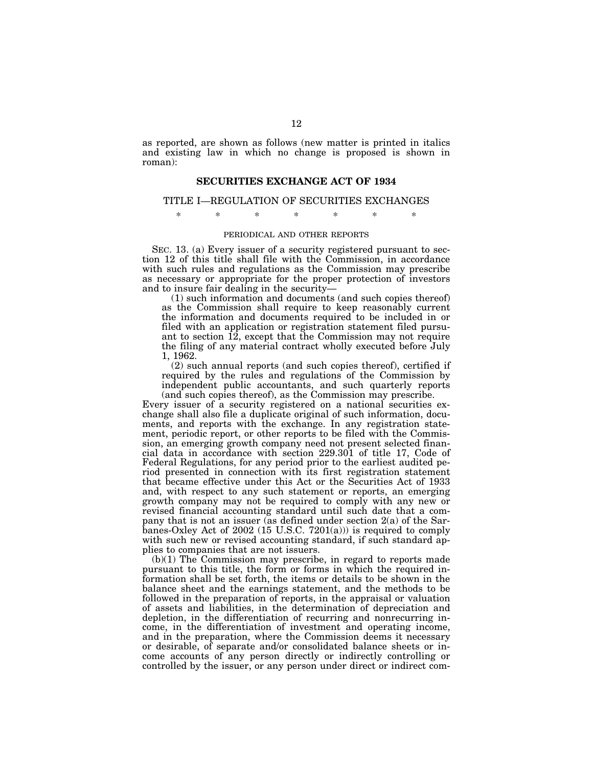as reported, are shown as follows (new matter is printed in italics and existing law in which no change is proposed is shown in roman):

## SECURITIES EXCHANGE ACT OF 1934

### TITLE I—REGULATION OF SECURITIES EXCHANGES

\* \* \* \* \* \* \*

PERIODICAL AND OTHER REPORTS

SEC. 13. (a) Every issuer of a security registered pursuant to section 12 of this title shall file with the Commission, in accordance with such rules and regulations as the Commission may prescribe as necessary or appropriate for the proper protection of investors and to insure fair dealing in the security—

(1) such information and documents (and such copies thereof) as the Commission shall require to keep reasonably current the information and documents required to be included in or filed with an application or registration statement filed pursuant to section 12, except that the Commission may not require the filing of any material contract wholly executed before July 1, 1962.

(2) such annual reports (and such copies thereof), certified if required by the rules and regulations of the Commission by independent public accountants, and such quarterly reports (and such copies thereof), as the Commission may prescribe.

Every issuer of a security registered on a national securities exchange shall also file a duplicate original of such information, documents, and reports with the exchange. In any registration statement, periodic report, or other reports to be filed with the Commission, an emerging growth company need not present selected financial data in accordance with section 229.301 of title 17, Code of Federal Regulations, for any period prior to the earliest audited period presented in connection with its first registration statement that became effective under this Act or the Securities Act of 1933 and, with respect to any such statement or reports, an emerging growth company may not be required to comply with any new or revised financial accounting standard until such date that a company that is not an issuer (as defined under section 2(a) of the Sarbanes-Oxley Act of 2002 (15 U.S.C. 7201(a))) is required to comply with such new or revised accounting standard, if such standard applies to companies that are not issuers.

(b)(1) The Commission may prescribe, in regard to reports made pursuant to this title, the form or forms in which the required information shall be set forth, the items or details to be shown in the balance sheet and the earnings statement, and the methods to be followed in the preparation of reports, in the appraisal or valuation of assets and liabilities, in the determination of depreciation and depletion, in the differentiation of recurring and nonrecurring income, in the differentiation of investment and operating income, and in the preparation, where the Commission deems it necessary or desirable, of separate and/or consolidated balance sheets or income accounts of any person directly or indirectly controlling or controlled by the issuer, or any person under direct or indirect com-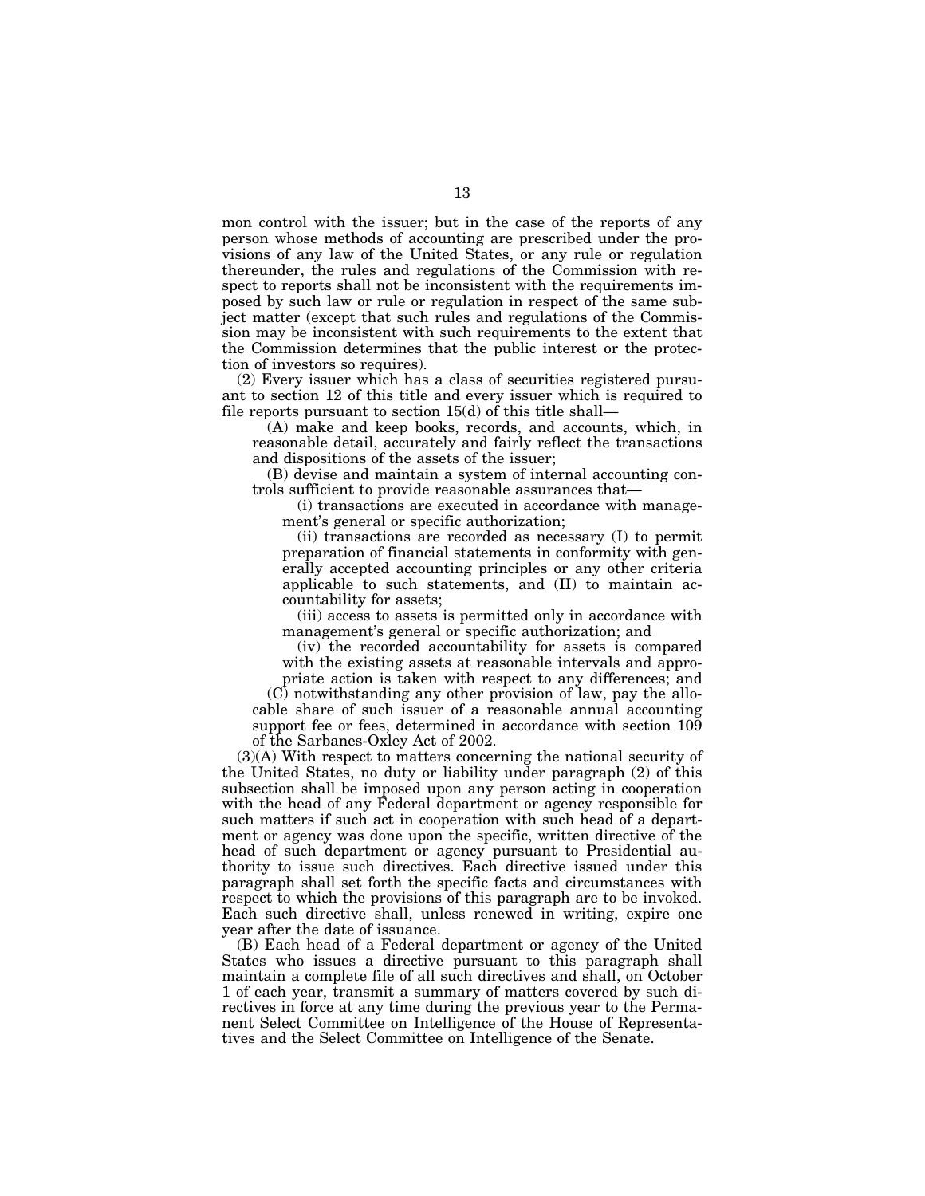mon control with the issuer; but in the case of the reports of any person whose methods of accounting are prescribed under the provisions of any law of the United States, or any rule or regulation thereunder, the rules and regulations of the Commission with respect to reports shall not be inconsistent with the requirements imposed by such law or rule or regulation in respect of the same subject matter (except that such rules and regulations of the Commission may be inconsistent with such requirements to the extent that the Commission determines that the public interest or the protection of investors so requires).

(2) Every issuer which has a class of securities registered pursuant to section 12 of this title and every issuer which is required to file reports pursuant to section 15(d) of this title shall—

(A) make and keep books, records, and accounts, which, in reasonable detail, accurately and fairly reflect the transactions and dispositions of the assets of the issuer;

(B) devise and maintain a system of internal accounting controls sufficient to provide reasonable assurances that—

(i) transactions are executed in accordance with management's general or specific authorization;

(ii) transactions are recorded as necessary (I) to permit preparation of financial statements in conformity with generally accepted accounting principles or any other criteria applicable to such statements, and (II) to maintain accountability for assets;

(iii) access to assets is permitted only in accordance with management's general or specific authorization; and

(iv) the recorded accountability for assets is compared with the existing assets at reasonable intervals and appropriate action is taken with respect to any differences; and

(C) notwithstanding any other provision of law, pay the allocable share of such issuer of a reasonable annual accounting support fee or fees, determined in accordance with section 109 of the Sarbanes-Oxley Act of 2002.

(3)(A) With respect to matters concerning the national security of the United States, no duty or liability under paragraph (2) of this subsection shall be imposed upon any person acting in cooperation with the head of any Federal department or agency responsible for such matters if such act in cooperation with such head of a department or agency was done upon the specific, written directive of the head of such department or agency pursuant to Presidential authority to issue such directives. Each directive issued under this paragraph shall set forth the specific facts and circumstances with respect to which the provisions of this paragraph are to be invoked. Each such directive shall, unless renewed in writing, expire one year after the date of issuance.

(B) Each head of a Federal department or agency of the United States who issues a directive pursuant to this paragraph shall maintain a complete file of all such directives and shall, on October 1 of each year, transmit a summary of matters covered by such directives in force at any time during the previous year to the Permanent Select Committee on Intelligence of the House of Representatives and the Select Committee on Intelligence of the Senate.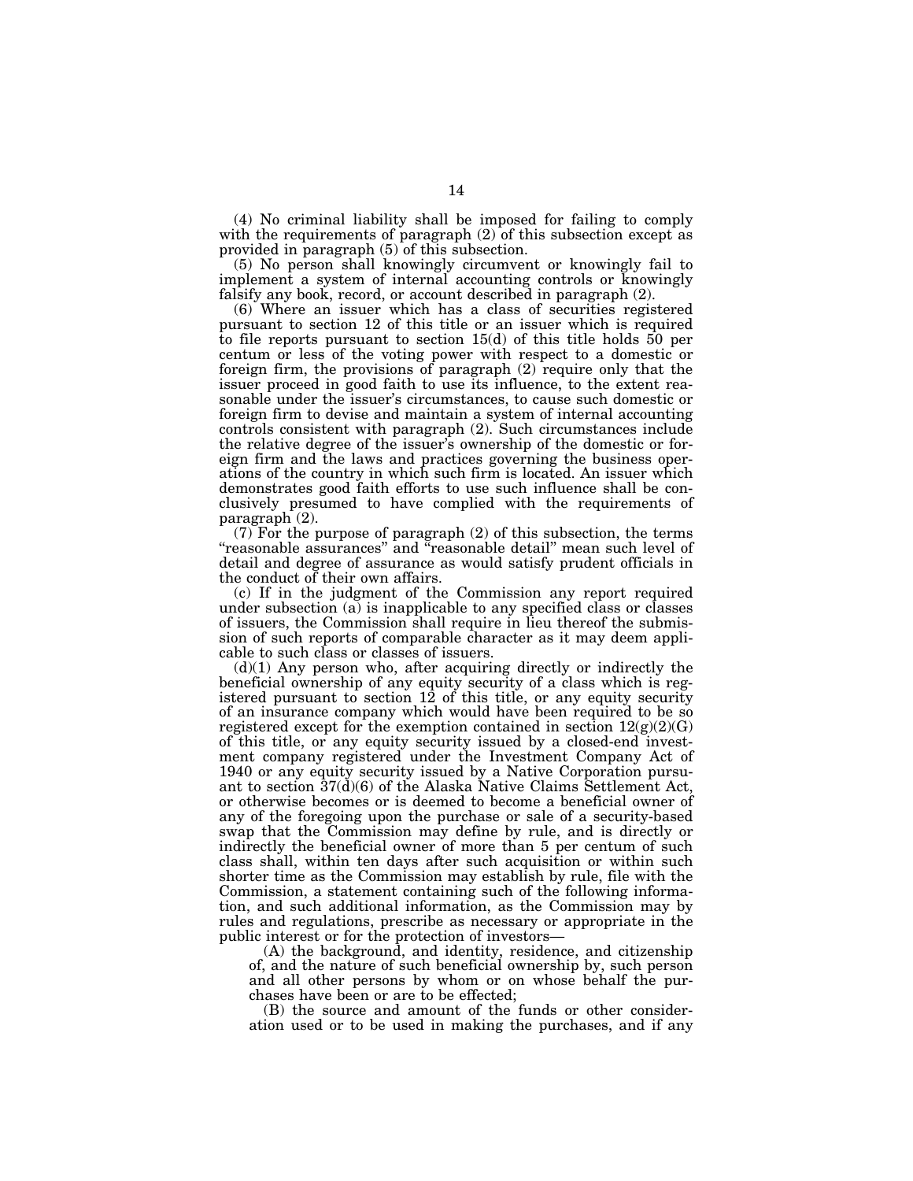(4) No criminal liability shall be imposed for failing to comply with the requirements of paragraph (2) of this subsection except as provided in paragraph (5) of this subsection.

(5) No person shall knowingly circumvent or knowingly fail to implement a system of internal accounting controls or knowingly falsify any book, record, or account described in paragraph (2).

(6) Where an issuer which has a class of securities registered pursuant to section 12 of this title or an issuer which is required to file reports pursuant to section 15(d) of this title holds 50 per centum or less of the voting power with respect to a domestic or foreign firm, the provisions of paragraph (2) require only that the issuer proceed in good faith to use its influence, to the extent reasonable under the issuer's circumstances, to cause such domestic or foreign firm to devise and maintain a system of internal accounting controls consistent with paragraph (2). Such circumstances include the relative degree of the issuer's ownership of the domestic or foreign firm and the laws and practices governing the business operations of the country in which such firm is located. An issuer which demonstrates good faith efforts to use such influence shall be conclusively presumed to have complied with the requirements of paragraph (2).

(7) For the purpose of paragraph (2) of this subsection, the terms "reasonable assurances" and "reasonable detail" mean such level of detail and degree of assurance as would satisfy prudent officials in the conduct of their own affairs.

(c) If in the judgment of the Commission any report required under subsection (a) is inapplicable to any specified class or classes of issuers, the Commission shall require in lieu thereof the submission of such reports of comparable character as it may deem applicable to such class or classes of issuers.

(d)(1) Any person who, after acquiring directly or indirectly the beneficial ownership of any equity security of a class which is registered pursuant to section 12 of this title, or any equity security of an insurance company which would have been required to be so registered except for the exemption contained in section 12(g)(2)(G) of this title, or any equity security issued by a closed-end investment company registered under the Investment Company Act of 1940 or any equity security issued by a Native Corporation pursuant to section 37(d)(6) of the Alaska Native Claims Settlement Act, or otherwise becomes or is deemed to become a beneficial owner of any of the foregoing upon the purchase or sale of a security-based swap that the Commission may define by rule, and is directly or indirectly the beneficial owner of more than 5 per centum of such class shall, within ten days after such acquisition or within such shorter time as the Commission may establish by rule, file with the Commission, a statement containing such of the following information, and such additional information, as the Commission may by rules and regulations, prescribe as necessary or appropriate in the public interest or for the protection of investors—

(A) the background, and identity, residence, and citizenship of, and the nature of such beneficial ownership by, such person and all other persons by whom or on whose behalf the purchases have been or are to be effected;

(B) the source and amount of the funds or other consideration used or to be used in making the purchases, and if any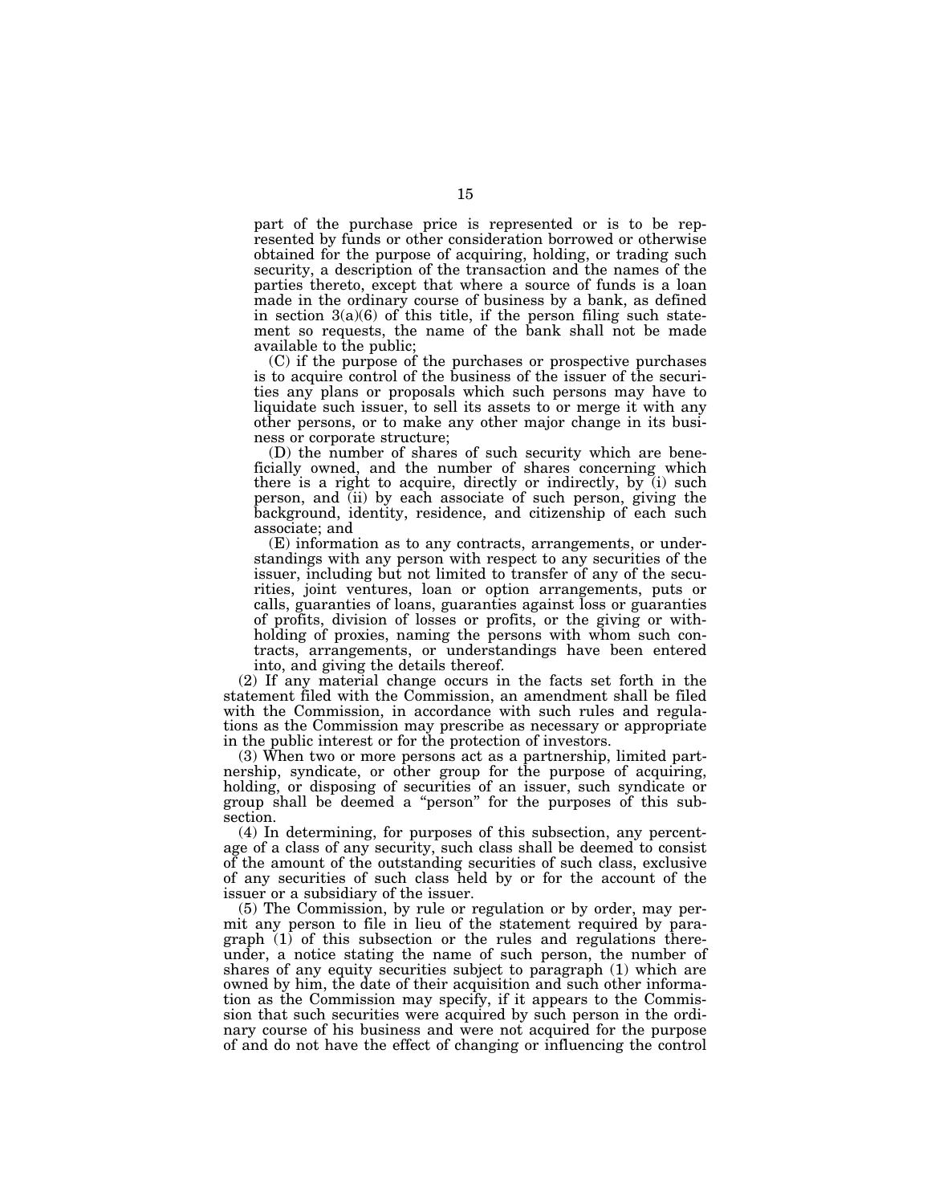part of the purchase price is represented or is to be represented by funds or other consideration borrowed or otherwise obtained for the purpose of acquiring, holding, or trading such security, a description of the transaction and the names of the parties thereto, except that where a source of funds is a loan made in the ordinary course of business by a bank, as defined in section 3(a)(6) of this title, if the person filing such statement so requests, the name of the bank shall not be made available to the public;

(C) if the purpose of the purchases or prospective purchases is to acquire control of the business of the issuer of the securities any plans or proposals which such persons may have to liquidate such issuer, to sell its assets to or merge it with any other persons, or to make any other major change in its business or corporate structure;

(D) the number of shares of such security which are beneficially owned, and the number of shares concerning which there is a right to acquire, directly or indirectly, by (i) such person, and (ii) by each associate of such person, giving the background, identity, residence, and citizenship of each such associate; and

(E) information as to any contracts, arrangements, or understandings with any person with respect to any securities of the issuer, including but not limited to transfer of any of the securities, joint ventures, loan or option arrangements, puts or calls, guaranties of loans, guaranties against loss or guaranties of profits, division of losses or profits, or the giving or withholding of proxies, naming the persons with whom such contracts, arrangements, or understandings have been entered into, and giving the details thereof.

(2) If any material change occurs in the facts set forth in the statement filed with the Commission, an amendment shall be filed with the Commission, in accordance with such rules and regulations as the Commission may prescribe as necessary or appropriate in the public interest or for the protection of investors.

(3) When two or more persons act as a partnership, limited partnership, syndicate, or other group for the purpose of acquiring, holding, or disposing of securities of an issuer, such syndicate or group shall be deemed a "person" for the purposes of this subsection.

(4) In determining, for purposes of this subsection, any percentage of a class of any security, such class shall be deemed to consist of the amount of the outstanding securities of such class, exclusive of any securities of such class held by or for the account of the issuer or a subsidiary of the issuer.

(5) The Commission, by rule or regulation or by order, may permit any person to file in lieu of the statement required by paragraph (1) of this subsection or the rules and regulations thereunder, a notice stating the name of such person, the number of shares of any equity securities subject to paragraph (1) which are owned by him, the date of their acquisition and such other information as the Commission may specify, if it appears to the Commission that such securities were acquired by such person in the ordinary course of his business and were not acquired for the purpose of and do not have the effect of changing or influencing the control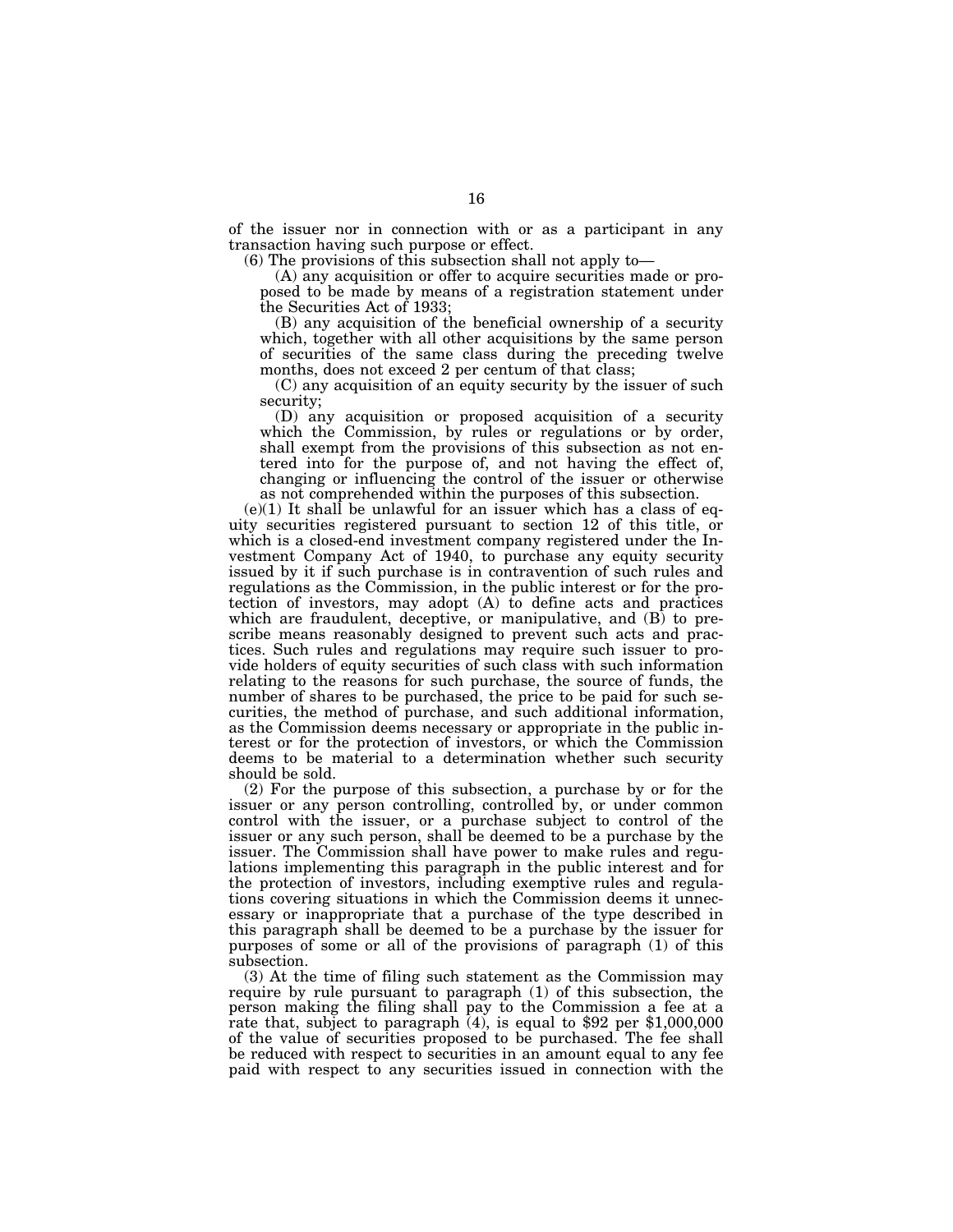of the issuer nor in connection with or as a participant in any transaction having such purpose or effect.

(6) The provisions of this subsection shall not apply to—

(A) any acquisition or offer to acquire securities made or proposed to be made by means of a registration statement under the Securities Act of 1933;

(B) any acquisition of the beneficial ownership of a security which, together with all other acquisitions by the same person of securities of the same class during the preceding twelve months, does not exceed 2 per centum of that class;

(C) any acquisition of an equity security by the issuer of such security;

(D) any acquisition or proposed acquisition of a security which the Commission, by rules or regulations or by order, shall exempt from the provisions of this subsection as not entered into for the purpose of, and not having the effect of, changing or influencing the control of the issuer or otherwise as not comprehended within the purposes of this subsection.

(e)(1) It shall be unlawful for an issuer which has a class of equity securities registered pursuant to section 12 of this title, or which is a closed-end investment company registered under the Investment Company Act of 1940, to purchase any equity security issued by it if such purchase is in contravention of such rules and regulations as the Commission, in the public interest or for the protection of investors, may adopt (A) to define acts and practices which are fraudulent, deceptive, or manipulative, and (B) to prescribe means reasonably designed to prevent such acts and practices. Such rules and regulations may require such issuer to provide holders of equity securities of such class with such information relating to the reasons for such purchase, the source of funds, the number of shares to be purchased, the price to be paid for such securities, the method of purchase, and such additional information, as the Commission deems necessary or appropriate in the public interest or for the protection of investors, or which the Commission deems to be material to a determination whether such security should be sold.

(2) For the purpose of this subsection, a purchase by or for the issuer or any person controlling, controlled by, or under common control with the issuer, or a purchase subject to control of the issuer or any such person, shall be deemed to be a purchase by the issuer. The Commission shall have power to make rules and regulations implementing this paragraph in the public interest and for the protection of investors, including exemptive rules and regulations covering situations in which the Commission deems it unnecessary or inappropriate that a purchase of the type described in this paragraph shall be deemed to be a purchase by the issuer for purposes of some or all of the provisions of paragraph (1) of this subsection.

(3) At the time of filing such statement as the Commission may require by rule pursuant to paragraph (1) of this subsection, the person making the filing shall pay to the Commission a fee at a rate that, subject to paragraph (4), is equal to $92 per $1,000,000 of the value of securities proposed to be purchased. The fee shall be reduced with respect to securities in an amount equal to any fee paid with respect to any securities issued in connection with the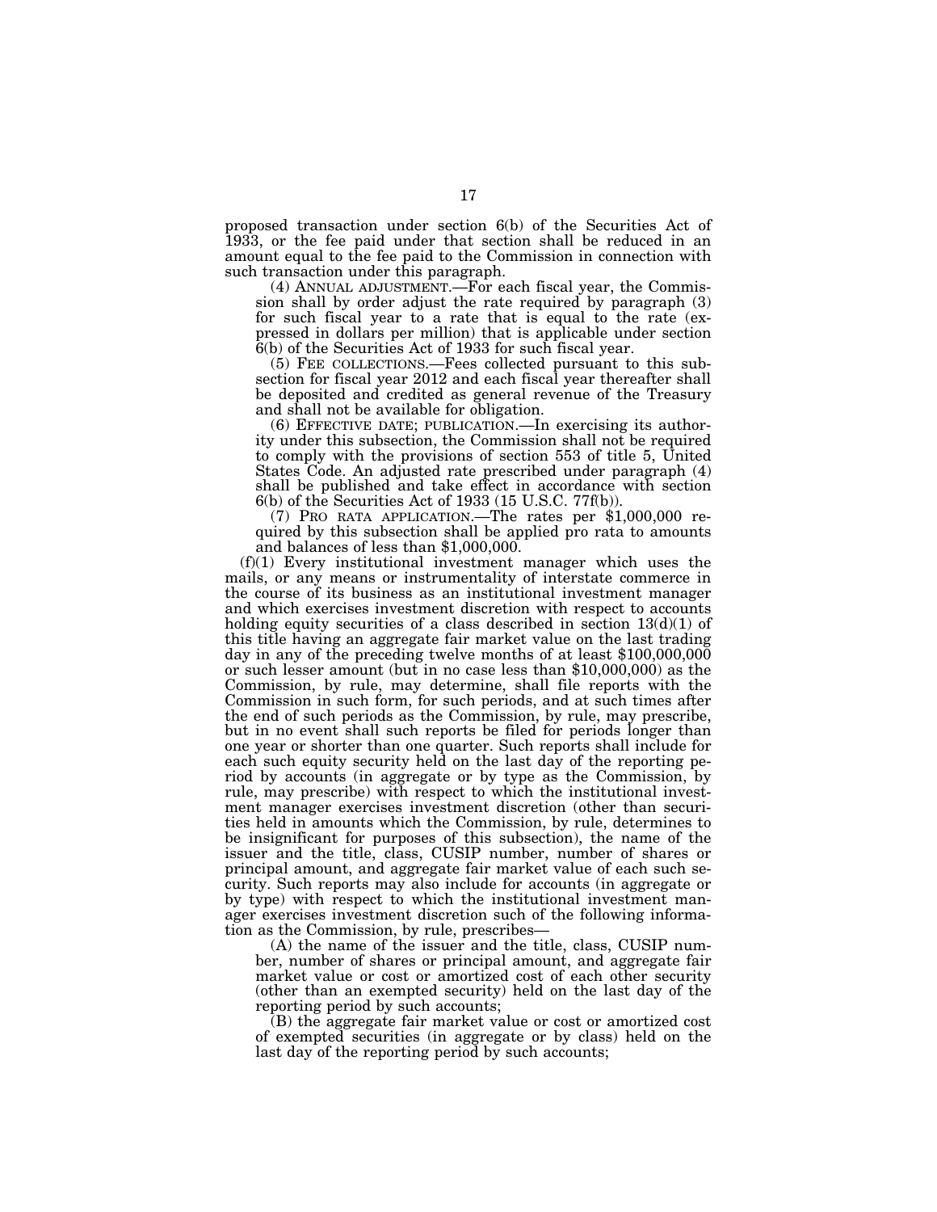proposed transaction under section 6(b) of the Securities Act of 1933, or the fee paid under that section shall be reduced in an amount equal to the fee paid to the Commission in connection with such transaction under this paragraph.

(4) ANNUAL ADJUSTMENT.—For each fiscal year, the Commission shall by order adjust the rate required by paragraph (3) for such fiscal year to a rate that is equal to the rate (expressed in dollars per million) that is applicable under section 6(b) of the Securities Act of 1933 for such fiscal year.

(5) FEE COLLECTIONS.—Fees collected pursuant to this subsection for fiscal year 2012 and each fiscal year thereafter shall be deposited and credited as general revenue of the Treasury and shall not be available for obligation.

(6) EFFECTIVE DATE; PUBLICATION.—In exercising its authority under this subsection, the Commission shall not be required to comply with the provisions of section 553 of title 5, United States Code. An adjusted rate prescribed under paragraph (4) shall be published and take effect in accordance with section 6(b) of the Securities Act of 1933 (15 U.S.C. 77f(b)).

(7) PRO RATA APPLICATION.—The rates per $1,000,000 required by this subsection shall be applied pro rata to amounts and balances of less than $1,000,000.

(f)(1) Every institutional investment manager which uses the mails, or any means or instrumentality of interstate commerce in the course of its business as an institutional investment manager and which exercises investment discretion with respect to accounts holding equity securities of a class described in section 13(d)(1) of this title having an aggregate fair market value on the last trading day in any of the preceding twelve months of at least $100,000,000 or such lesser amount (but in no case less than $10,000,000) as the Commission, by rule, may determine, shall file reports with the Commission in such form, for such periods, and at such times after the end of such periods as the Commission, by rule, may prescribe, but in no event shall such reports be filed for periods longer than one year or shorter than one quarter. Such reports shall include for each such equity security held on the last day of the reporting period by accounts (in aggregate or by type as the Commission, by rule, may prescribe) with respect to which the institutional investment manager exercises investment discretion (other than securities held in amounts which the Commission, by rule, determines to be insignificant for purposes of this subsection), the name of the issuer and the title, class, CUSIP number, number of shares or principal amount, and aggregate fair market value of each such security. Such reports may also include for accounts (in aggregate or by type) with respect to which the institutional investment manager exercises investment discretion such of the following information as the Commission, by rule, prescribes—

(A) the name of the issuer and the title, class, CUSIP number, number of shares or principal amount, and aggregate fair market value or cost or amortized cost of each other security (other than an exempted security) held on the last day of the reporting period by such accounts;

(B) the aggregate fair market value or cost or amortized cost of exempted securities (in aggregate or by class) held on the last day of the reporting period by such accounts;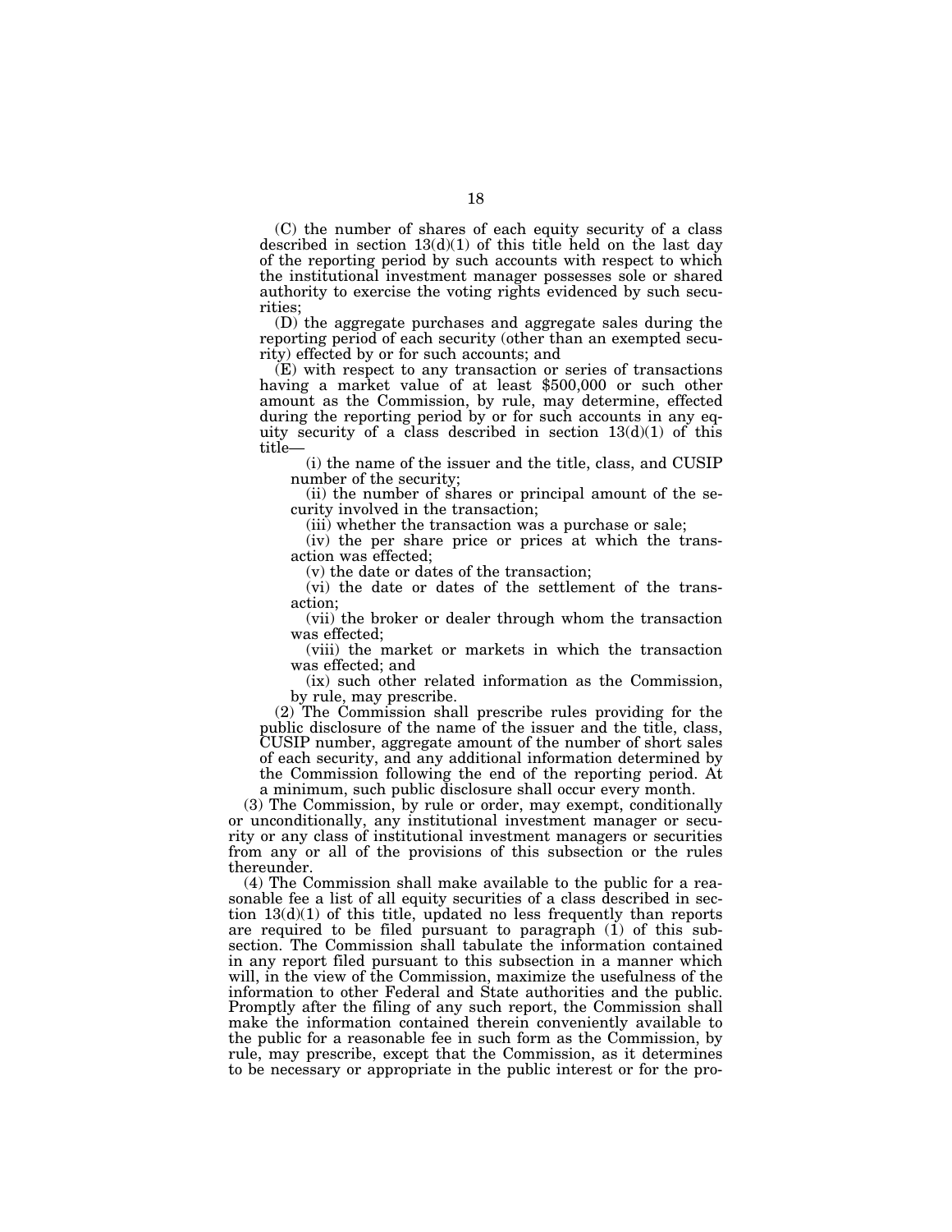(C) the number of shares of each equity security of a class described in section 13(d)(1) of this title held on the last day of the reporting period by such accounts with respect to which the institutional investment manager possesses sole or shared authority to exercise the voting rights evidenced by such securities;

(D) the aggregate purchases and aggregate sales during the reporting period of each security (other than an exempted security) effected by or for such accounts; and

(E) with respect to any transaction or series of transactions having a market value of at least $500,000 or such other amount as the Commission, by rule, may determine, effected during the reporting period by or for such accounts in any equity security of a class described in section 13(d)(1) of this title—

(i) the name of the issuer and the title, class, and CUSIP number of the security;

(ii) the number of shares or principal amount of the security involved in the transaction;

(iii) whether the transaction was a purchase or sale;

(iv) the per share price or prices at which the transaction was effected;

(v) the date or dates of the transaction;

(vi) the date or dates of the settlement of the transaction;

(vii) the broker or dealer through whom the transaction was effected;

(viii) the market or markets in which the transaction was effected; and

(ix) such other related information as the Commission, by rule, may prescribe.

(2) The Commission shall prescribe rules providing for the public disclosure of the name of the issuer and the title, class, CUSIP number, aggregate amount of the number of short sales of each security, and any additional information determined by the Commission following the end of the reporting period. At a minimum, such public disclosure shall occur every month.

(3) The Commission, by rule or order, may exempt, conditionally or unconditionally, any institutional investment manager or security or any class of institutional investment managers or securities from any or all of the provisions of this subsection or the rules thereunder.

(4) The Commission shall make available to the public for a reasonable fee a list of all equity securities of a class described in section 13(d)(1) of this title, updated no less frequently than reports are required to be filed pursuant to paragraph (1) of this subsection. The Commission shall tabulate the information contained in any report filed pursuant to this subsection in a manner which will, in the view of the Commission, maximize the usefulness of the information to other Federal and State authorities and the public. Promptly after the filing of any such report, the Commission shall make the information contained therein conveniently available to the public for a reasonable fee in such form as the Commission, by rule, may prescribe, except that the Commission, as it determines to be necessary or appropriate in the public interest or for the pro-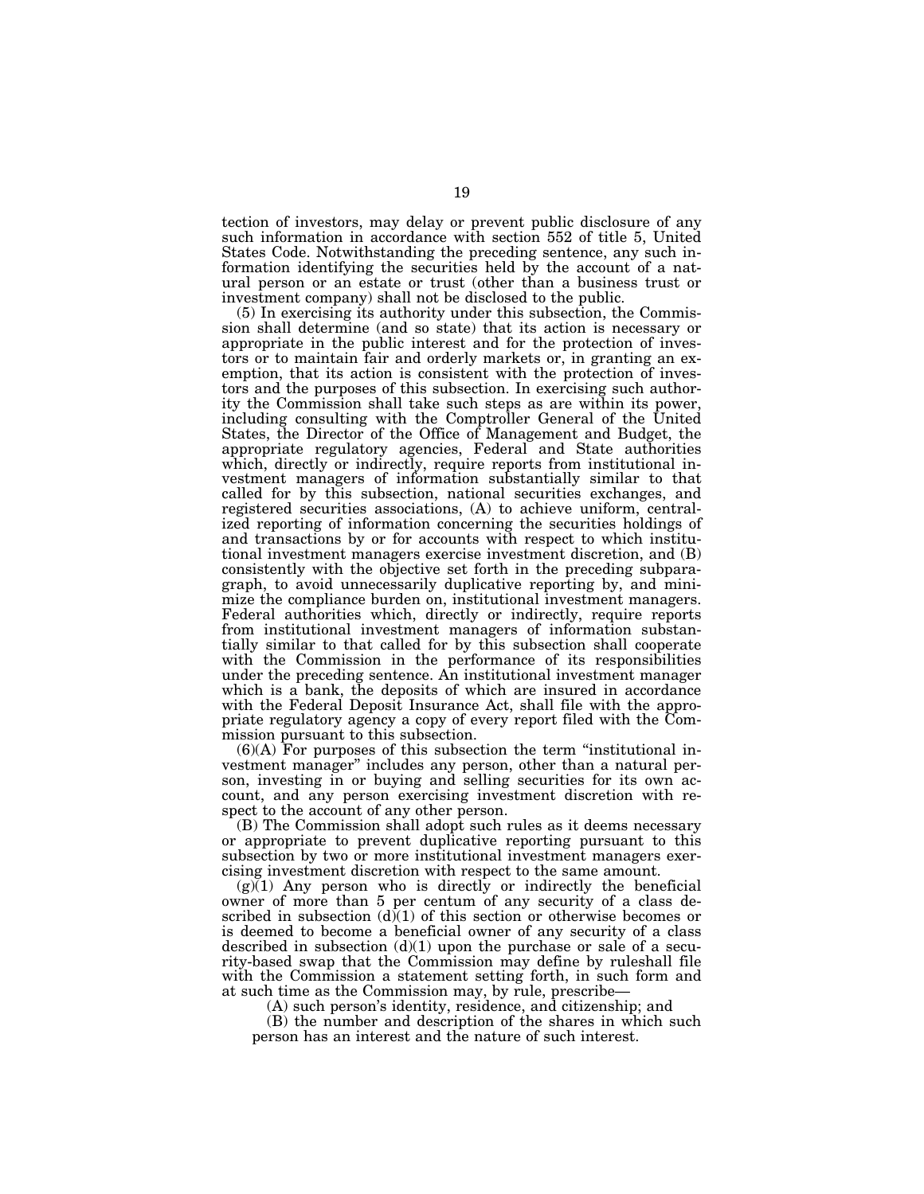tection of investors, may delay or prevent public disclosure of any such information in accordance with section 552 of title 5, United States Code. Notwithstanding the preceding sentence, any such information identifying the securities held by the account of a natural person or an estate or trust (other than a business trust or investment company) shall not be disclosed to the public.

(5) In exercising its authority under this subsection, the Commission shall determine (and so state) that its action is necessary or appropriate in the public interest and for the protection of investors or to maintain fair and orderly markets or, in granting an exemption, that its action is consistent with the protection of investors and the purposes of this subsection. In exercising such authority the Commission shall take such steps as are within its power, including consulting with the Comptroller General of the United States, the Director of the Office of Management and Budget, the appropriate regulatory agencies, Federal and State authorities which, directly or indirectly, require reports from institutional investment managers of information substantially similar to that called for by this subsection, national securities exchanges, and registered securities associations, (A) to achieve uniform, centralized reporting of information concerning the securities holdings of and transactions by or for accounts with respect to which institutional investment managers exercise investment discretion, and (B) consistently with the objective set forth in the preceding subparagraph, to avoid unnecessarily duplicative reporting by, and minimize the compliance burden on, institutional investment managers. Federal authorities which, directly or indirectly, require reports from institutional investment managers of information substantially similar to that called for by this subsection shall cooperate with the Commission in the performance of its responsibilities under the preceding sentence. An institutional investment manager which is a bank, the deposits of which are insured in accordance with the Federal Deposit Insurance Act, shall file with the appropriate regulatory agency a copy of every report filed with the Commission pursuant to this subsection.

(6)(A) For purposes of this subsection the term "institutional investment manager" includes any person, other than a natural person, investing in or buying and selling securities for its own account, and any person exercising investment discretion with respect to the account of any other person.

(B) The Commission shall adopt such rules as it deems necessary or appropriate to prevent duplicative reporting pursuant to this subsection by two or more institutional investment managers exercising investment discretion with respect to the same amount.

(g)(1) Any person who is directly or indirectly the beneficial owner of more than 5 per centum of any security of a class described in subsection (d)(1) of this section or otherwise becomes or is deemed to become a beneficial owner of any security of a class described in subsection (d)(1) upon the purchase or sale of a security-based swap that the Commission may define by ruleshall file with the Commission a statement setting forth, in such form and at such time as the Commission may, by rule, prescribe—

(A) such person's identity, residence, and citizenship; and

(B) the number and description of the shares in which such person has an interest and the nature of such interest.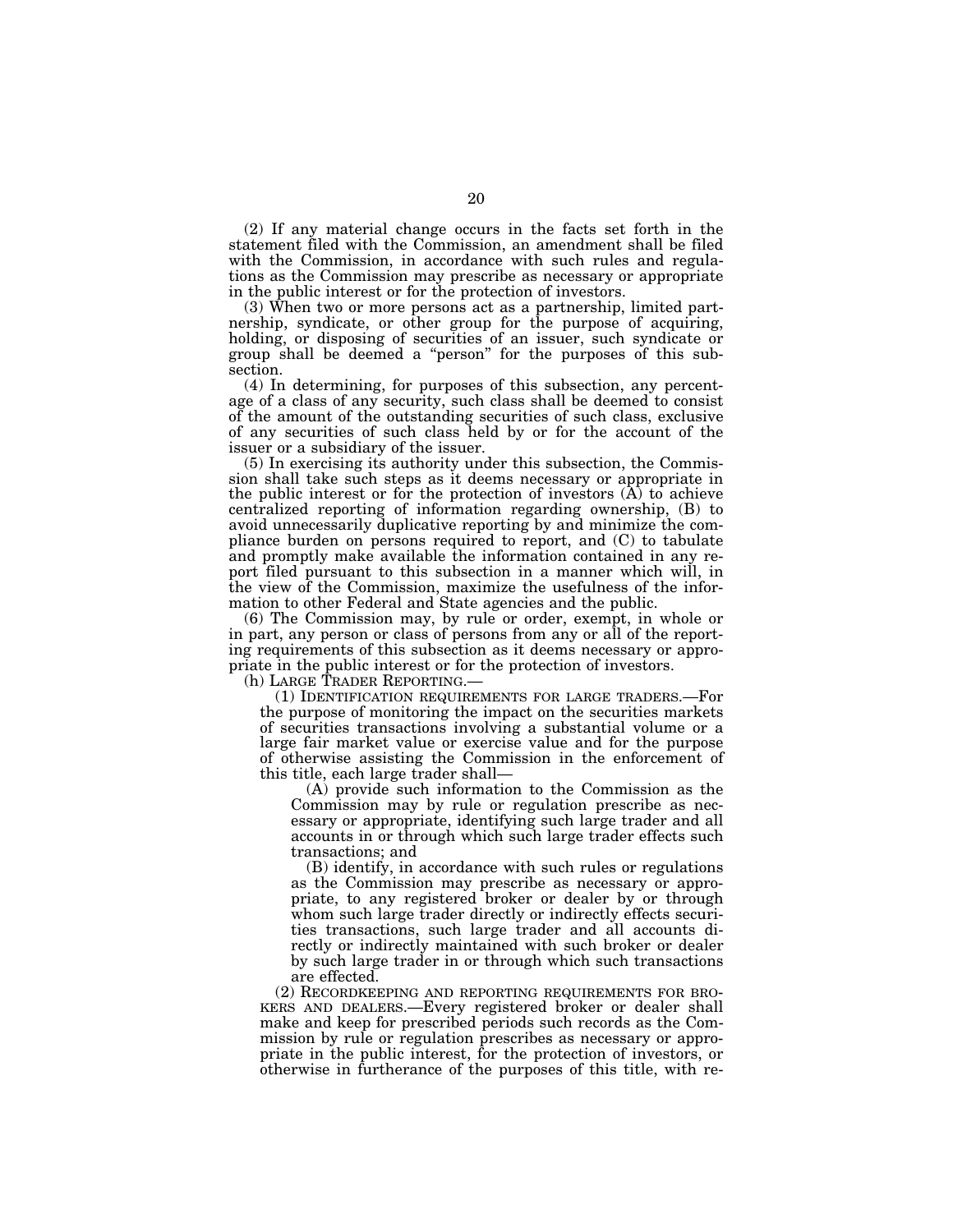(2) If any material change occurs in the facts set forth in the statement filed with the Commission, an amendment shall be filed with the Commission, in accordance with such rules and regulations as the Commission may prescribe as necessary or appropriate in the public interest or for the protection of investors.

(3) When two or more persons act as a partnership, limited partnership, syndicate, or other group for the purpose of acquiring, holding, or disposing of securities of an issuer, such syndicate or group shall be deemed a "person" for the purposes of this subsection.

(4) In determining, for purposes of this subsection, any percentage of a class of any security, such class shall be deemed to consist of the amount of the outstanding securities of such class, exclusive of any securities of such class held by or for the account of the issuer or a subsidiary of the issuer.

(5) In exercising its authority under this subsection, the Commission shall take such steps as it deems necessary or appropriate in the public interest or for the protection of investors (A) to achieve centralized reporting of information regarding ownership, (B) to avoid unnecessarily duplicative reporting by and minimize the compliance burden on persons required to report, and (C) to tabulate and promptly make available the information contained in any report filed pursuant to this subsection in a manner which will, in the view of the Commission, maximize the usefulness of the information to other Federal and State agencies and the public.

(6) The Commission may, by rule or order, exempt, in whole or in part, any person or class of persons from any or all of the reporting requirements of this subsection as it deems necessary or appropriate in the public interest or for the protection of investors.

(h) LARGE TRADER REPORTING.—

(1) IDENTIFICATION REQUIREMENTS FOR LARGE TRADERS.—For the purpose of monitoring the impact on the securities markets of securities transactions involving a substantial volume or a large fair market value or exercise value and for the purpose of otherwise assisting the Commission in the enforcement of this title, each large trader shall—

(A) provide such information to the Commission as the Commission may by rule or regulation prescribe as necessary or appropriate, identifying such large trader and all accounts in or through which such large trader effects such transactions; and

(B) identify, in accordance with such rules or regulations as the Commission may prescribe as necessary or appropriate, to any registered broker or dealer by or through whom such large trader directly or indirectly effects securities transactions, such large trader and all accounts directly or indirectly maintained with such broker or dealer by such large trader in or through which such transactions are effected.

(2) RECORDKEEPING AND REPORTING REQUIREMENTS FOR BROKERS AND DEALERS.—Every registered broker or dealer shall make and keep for prescribed periods such records as the Commission by rule or regulation prescribes as necessary or appropriate in the public interest, for the protection of investors, or otherwise in furtherance of the purposes of this title, with re-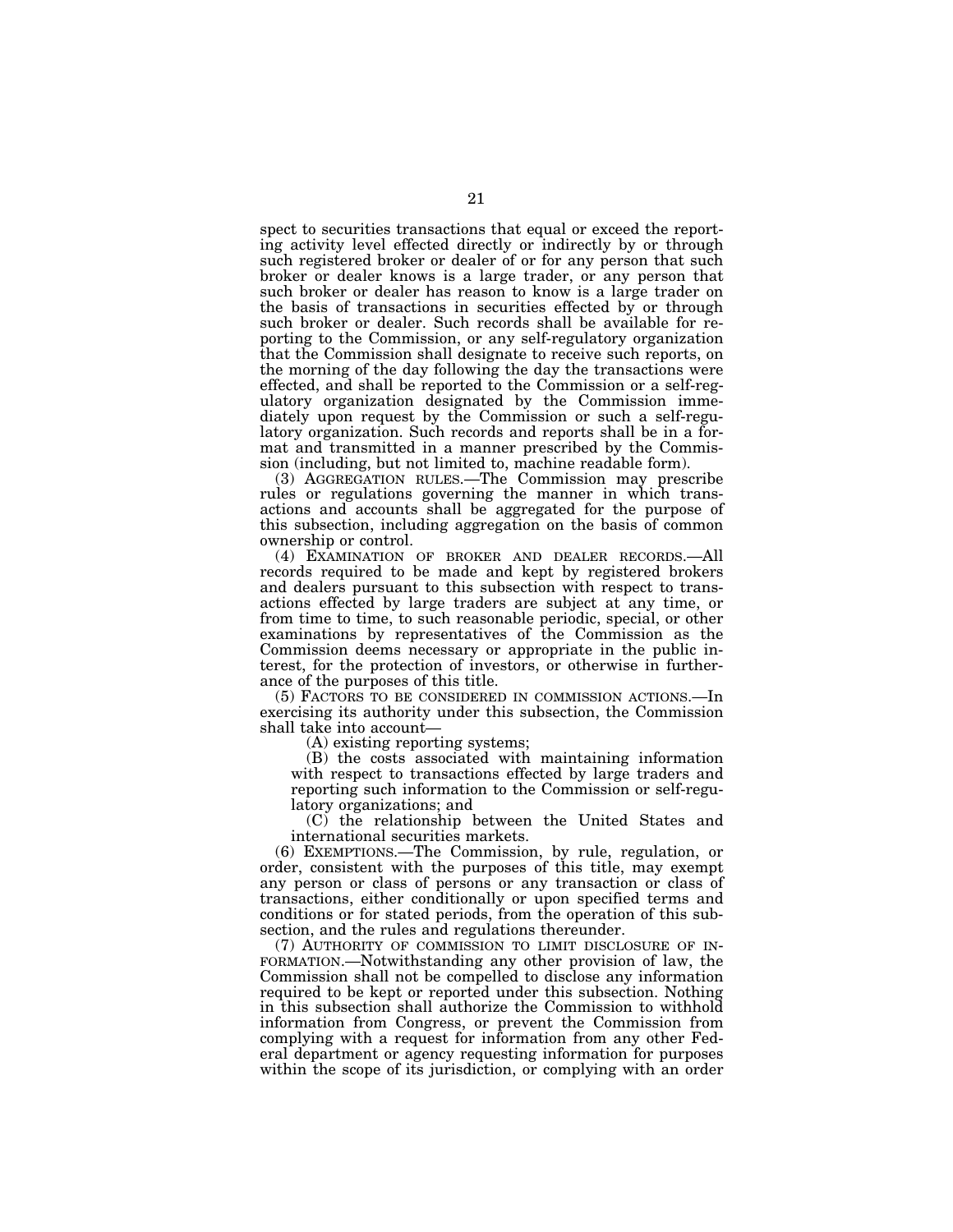spect to securities transactions that equal or exceed the reporting activity level effected directly or indirectly by or through such registered broker or dealer of or for any person that such broker or dealer knows is a large trader, or any person that such broker or dealer has reason to know is a large trader on the basis of transactions in securities effected by or through such broker or dealer. Such records shall be available for reporting to the Commission, or any self-regulatory organization that the Commission shall designate to receive such reports, on the morning of the day following the day the transactions were effected, and shall be reported to the Commission or a self-regulatory organization designated by the Commission immediately upon request by the Commission or such a self-regulatory organization. Such records and reports shall be in a format and transmitted in a manner prescribed by the Commission (including, but not limited to, machine readable form).

(3) AGGREGATION RULES.—The Commission may prescribe rules or regulations governing the manner in which transactions and accounts shall be aggregated for the purpose of this subsection, including aggregation on the basis of common ownership or control.

(4) EXAMINATION OF BROKER AND DEALER RECORDS.—All records required to be made and kept by registered brokers and dealers pursuant to this subsection with respect to transactions effected by large traders are subject at any time, or from time to time, to such reasonable periodic, special, or other examinations by representatives of the Commission as the Commission deems necessary or appropriate in the public interest, for the protection of investors, or otherwise in furtherance of the purposes of this title.

(5) FACTORS TO BE CONSIDERED IN COMMISSION ACTIONS.—In exercising its authority under this subsection, the Commission shall take into account—

(A) existing reporting systems;

(B) the costs associated with maintaining information with respect to transactions effected by large traders and reporting such information to the Commission or self-regulatory organizations; and

(C) the relationship between the United States and international securities markets.

(6) EXEMPTIONS.—The Commission, by rule, regulation, or order, consistent with the purposes of this title, may exempt any person or class of persons or any transaction or class of transactions, either conditionally or upon specified terms and conditions or for stated periods, from the operation of this subsection, and the rules and regulations thereunder.

(7) AUTHORITY OF COMMISSION TO LIMIT DISCLOSURE OF INFORMATION.—Notwithstanding any other provision of law, the Commission shall not be compelled to disclose any information required to be kept or reported under this subsection. Nothing in this subsection shall authorize the Commission to withhold information from Congress, or prevent the Commission from complying with a request for information from any other Federal department or agency requesting information for purposes within the scope of its jurisdiction, or complying with an order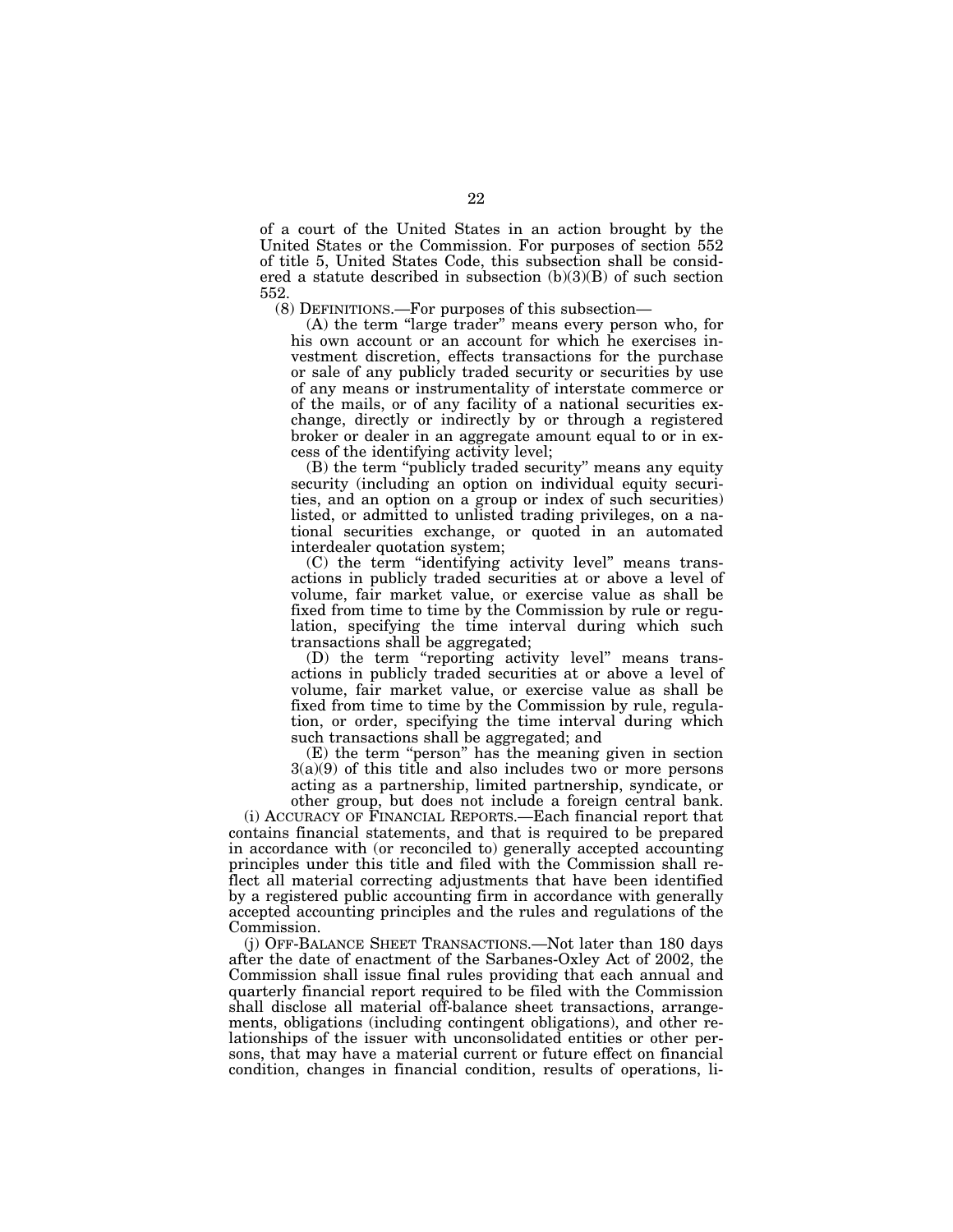of a court of the United States in an action brought by the United States or the Commission. For purposes of section 552 of title 5, United States Code, this subsection shall be considered a statute described in subsection (b)(3)(B) of such section 552.

(8) DEFINITIONS.—For purposes of this subsection—

(A) the term "large trader" means every person who, for his own account or an account for which he exercises investment discretion, effects transactions for the purchase or sale of any publicly traded security or securities by use of any means or instrumentality of interstate commerce or of the mails, or of any facility of a national securities exchange, directly or indirectly by or through a registered broker or dealer in an aggregate amount equal to or in excess of the identifying activity level;

(B) the term "publicly traded security" means any equity security (including an option on individual equity securities, and an option on a group or index of such securities) listed, or admitted to unlisted trading privileges, on a national securities exchange, or quoted in an automated interdealer quotation system;

(C) the term "identifying activity level" means transactions in publicly traded securities at or above a level of volume, fair market value, or exercise value as shall be fixed from time to time by the Commission by rule or regulation, specifying the time interval during which such transactions shall be aggregated;

(D) the term "reporting activity level" means transactions in publicly traded securities at or above a level of volume, fair market value, or exercise value as shall be fixed from time to time by the Commission by rule, regulation, or order, specifying the time interval during which such transactions shall be aggregated; and

(E) the term "person" has the meaning given in section 3(a)(9) of this title and also includes two or more persons acting as a partnership, limited partnership, syndicate, or other group, but does not include a foreign central bank.

(i) ACCURACY OF FINANCIAL REPORTS.—Each financial report that contains financial statements, and that is required to be prepared in accordance with (or reconciled to) generally accepted accounting principles under this title and filed with the Commission shall reflect all material correcting adjustments that have been identified by a registered public accounting firm in accordance with generally accepted accounting principles and the rules and regulations of the Commission.

(j) OFF-BALANCE SHEET TRANSACTIONS.—Not later than 180 days after the date of enactment of the Sarbanes-Oxley Act of 2002, the Commission shall issue final rules providing that each annual and quarterly financial report required to be filed with the Commission shall disclose all material off-balance sheet transactions, arrangements, obligations (including contingent obligations), and other relationships of the issuer with unconsolidated entities or other persons, that may have a material current or future effect on financial condition, changes in financial condition, results of operations, li-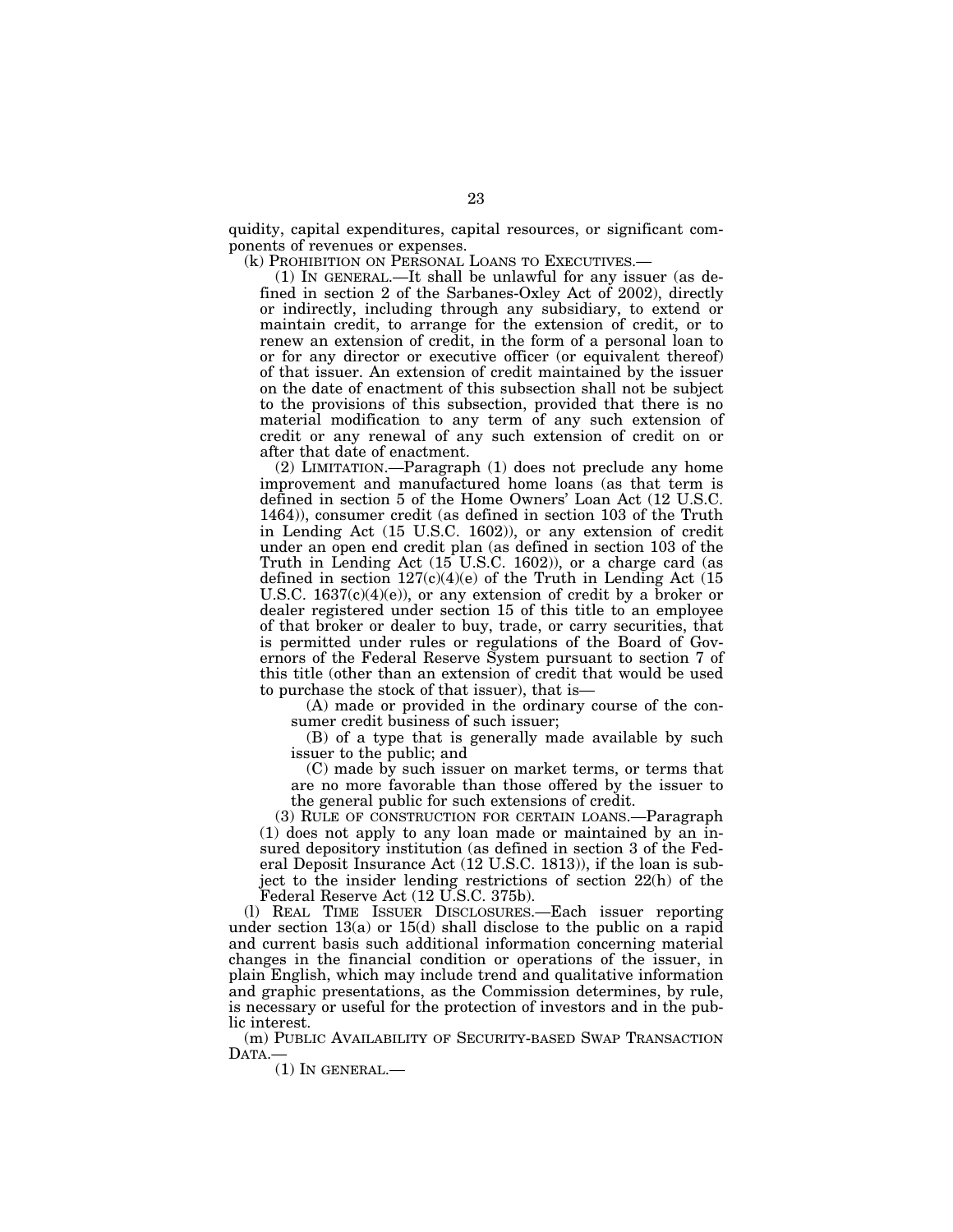quidity, capital expenditures, capital resources, or significant components of revenues or expenses.

(k) PROHIBITION ON PERSONAL LOANS TO EXECUTIVES.—

(1) IN GENERAL.—It shall be unlawful for any issuer (as defined in section 2 of the Sarbanes-Oxley Act of 2002), directly or indirectly, including through any subsidiary, to extend or maintain credit, to arrange for the extension of credit, or to renew an extension of credit, in the form of a personal loan to or for any director or executive officer (or equivalent thereof) of that issuer. An extension of credit maintained by the issuer on the date of enactment of this subsection shall not be subject to the provisions of this subsection, provided that there is no material modification to any term of any such extension of credit or any renewal of any such extension of credit on or after that date of enactment.

(2) LIMITATION.—Paragraph (1) does not preclude any home improvement and manufactured home loans (as that term is defined in section 5 of the Home Owners' Loan Act (12 U.S.C. 1464)), consumer credit (as defined in section 103 of the Truth in Lending Act (15 U.S.C. 1602)), or any extension of credit under an open end credit plan (as defined in section 103 of the Truth in Lending Act (15 U.S.C. 1602)), or a charge card (as defined in section 127(c)(4)(e) of the Truth in Lending Act (15 U.S.C. 1637(c)(4)(e)), or any extension of credit by a broker or dealer registered under section 15 of this title to an employee of that broker or dealer to buy, trade, or carry securities, that is permitted under rules or regulations of the Board of Governors of the Federal Reserve System pursuant to section 7 of this title (other than an extension of credit that would be used to purchase the stock of that issuer), that is—

(A) made or provided in the ordinary course of the consumer credit business of such issuer;

(B) of a type that is generally made available by such issuer to the public; and

(C) made by such issuer on market terms, or terms that are no more favorable than those offered by the issuer to the general public for such extensions of credit.

(3) RULE OF CONSTRUCTION FOR CERTAIN LOANS.—Paragraph (1) does not apply to any loan made or maintained by an insured depository institution (as defined in section 3 of the Federal Deposit Insurance Act (12 U.S.C. 1813)), if the loan is subject to the insider lending restrictions of section 22(h) of the Federal Reserve Act (12 U.S.C. 375b).

(l) REAL TIME ISSUER DISCLOSURES.—Each issuer reporting under section 13(a) or 15(d) shall disclose to the public on a rapid and current basis such additional information concerning material changes in the financial condition or operations of the issuer, in plain English, which may include trend and qualitative information and graphic presentations, as the Commission determines, by rule, is necessary or useful for the protection of investors and in the public interest.

(m) PUBLIC AVAILABILITY OF SECURITY-BASED SWAP TRANSACTION DATA.—

(1) IN GENERAL.—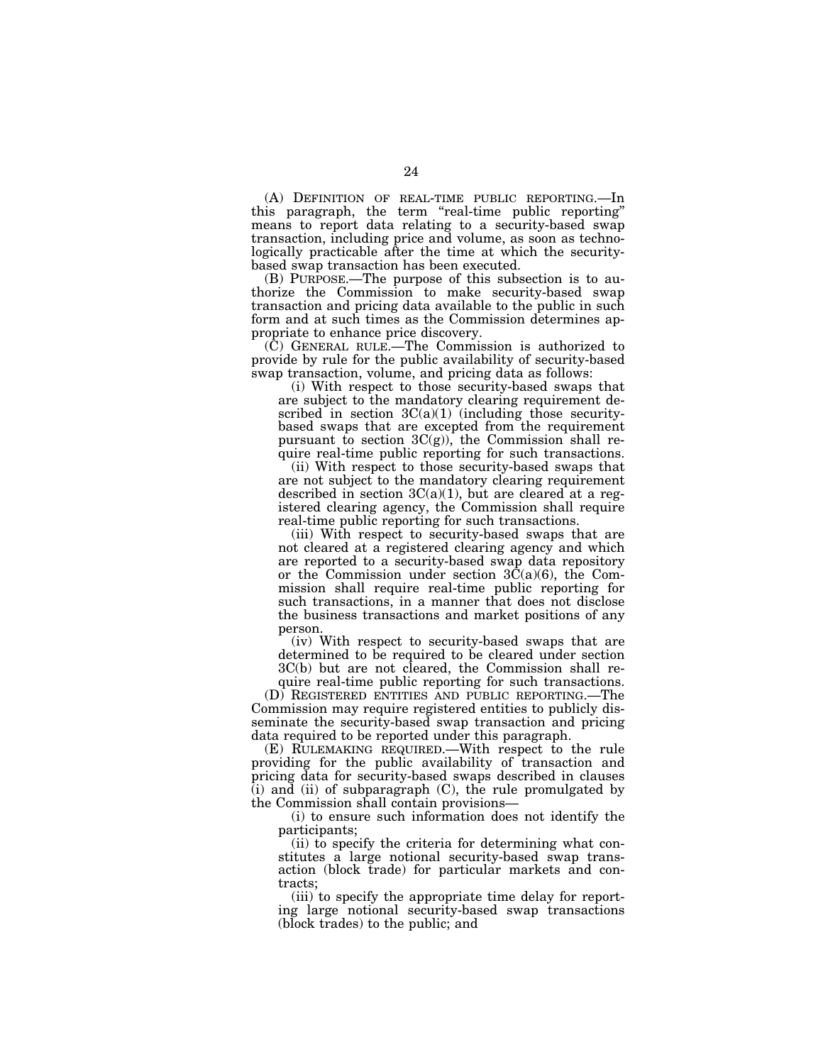(A) DEFINITION OF REAL-TIME PUBLIC REPORTING.—In this paragraph, the term "real-time public reporting" means to report data relating to a security-based swap transaction, including price and volume, as soon as technologically practicable after the time at which the security-based swap transaction has been executed.

(B) PURPOSE.—The purpose of this subsection is to authorize the Commission to make security-based swap transaction and pricing data available to the public in such form and at such times as the Commission determines appropriate to enhance price discovery.

(C) GENERAL RULE.—The Commission is authorized to provide by rule for the public availability of security-based swap transaction, volume, and pricing data as follows:

(i) With respect to those security-based swaps that are subject to the mandatory clearing requirement described in section 3C(a)(1) (including those security-based swaps that are excepted from the requirement pursuant to section 3C(g)), the Commission shall require real-time public reporting for such transactions.

(ii) With respect to those security-based swaps that are not subject to the mandatory clearing requirement described in section 3C(a)(1), but are cleared at a registered clearing agency, the Commission shall require real-time public reporting for such transactions.

(iii) With respect to security-based swaps that are not cleared at a registered clearing agency and which are reported to a security-based swap data repository or the Commission under section 3C(a)(6), the Commission shall require real-time public reporting for such transactions, in a manner that does not disclose the business transactions and market positions of any person.

(iv) With respect to security-based swaps that are determined to be required to be cleared under section 3C(b) but are not cleared, the Commission shall require real-time public reporting for such transactions.

(D) REGISTERED ENTITIES AND PUBLIC REPORTING.—The Commission may require registered entities to publicly disseminate the security-based swap transaction and pricing data required to be reported under this paragraph.

(E) RULEMAKING REQUIRED.—With respect to the rule providing for the public availability of transaction and pricing data for security-based swaps described in clauses (i) and (ii) of subparagraph (C), the rule promulgated by the Commission shall contain provisions—

(i) to ensure such information does not identify the participants;

(ii) to specify the criteria for determining what constitutes a large notional security-based swap transaction (block trade) for particular markets and contracts;

(iii) to specify the appropriate time delay for reporting large notional security-based swap transactions (block trades) to the public; and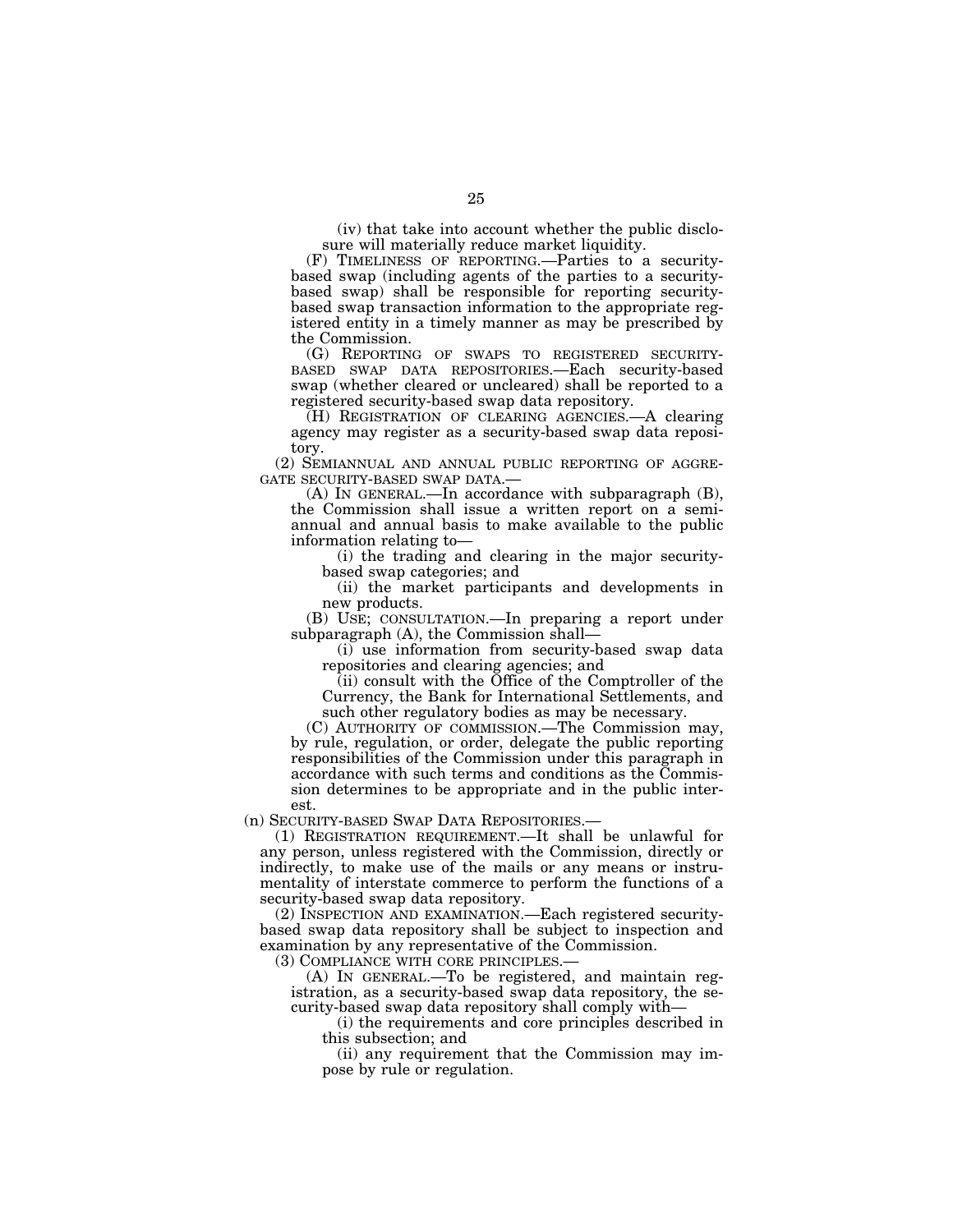(iv) that take into account whether the public disclosure will materially reduce market liquidity.

(F) TIMELINESS OF REPORTING.—Parties to a security-based swap (including agents of the parties to a security-based swap) shall be responsible for reporting security-based swap transaction information to the appropriate registered entity in a timely manner as may be prescribed by the Commission.

(G) REPORTING OF SWAPS TO REGISTERED SECURITY-BASED SWAP DATA REPOSITORIES.—Each security-based swap (whether cleared or uncleared) shall be reported to a registered security-based swap data repository.

(H) REGISTRATION OF CLEARING AGENCIES.—A clearing agency may register as a security-based swap data repository.

(2) SEMIANNUAL AND ANNUAL PUBLIC REPORTING OF AGGREGATE SECURITY-BASED SWAP DATA.—

(A) IN GENERAL.—In accordance with subparagraph (B), the Commission shall issue a written report on a semiannual and annual basis to make available to the public information relating to—

(i) the trading and clearing in the major security-based swap categories; and

(ii) the market participants and developments in new products.

(B) USE; CONSULTATION.—In preparing a report under subparagraph (A), the Commission shall—

(i) use information from security-based swap data repositories and clearing agencies; and

(ii) consult with the Office of the Comptroller of the Currency, the Bank for International Settlements, and such other regulatory bodies as may be necessary.

(C) AUTHORITY OF COMMISSION.—The Commission may, by rule, regulation, or order, delegate the public reporting responsibilities of the Commission under this paragraph in accordance with such terms and conditions as the Commission determines to be appropriate and in the public interest.

(n) SECURITY-BASED SWAP DATA REPOSITORIES.—

(1) REGISTRATION REQUIREMENT.—It shall be unlawful for any person, unless registered with the Commission, directly or indirectly, to make use of the mails or any means or instrumentality of interstate commerce to perform the functions of a security-based swap data repository.

(2) INSPECTION AND EXAMINATION.—Each registered security-based swap data repository shall be subject to inspection and examination by any representative of the Commission.

(3) COMPLIANCE WITH CORE PRINCIPLES.—

(A) IN GENERAL.—To be registered, and maintain registration, as a security-based swap data repository, the security-based swap data repository shall comply with—

(i) the requirements and core principles described in this subsection; and

(ii) any requirement that the Commission may impose by rule or regulation.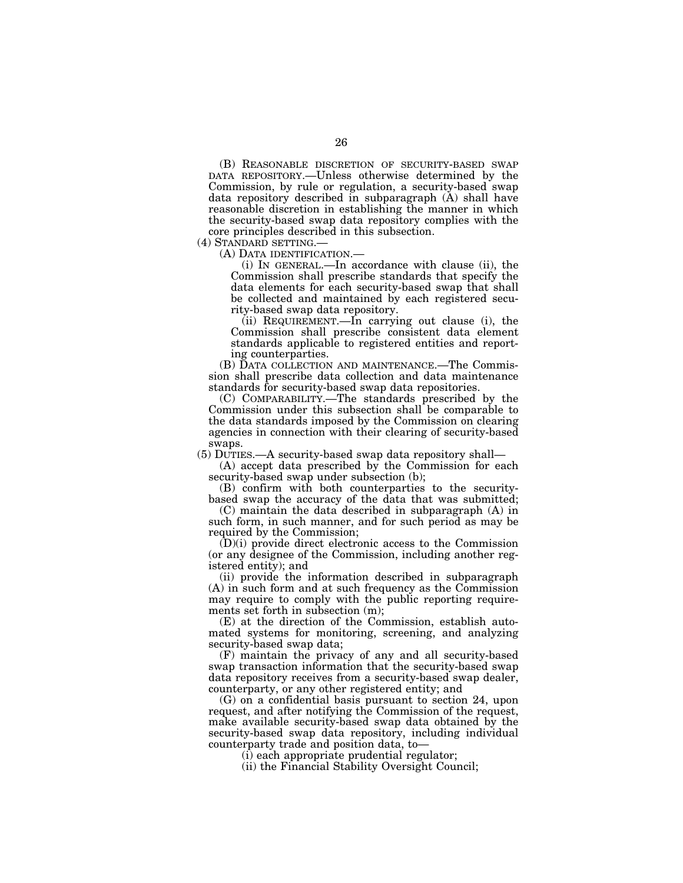(B) REASONABLE DISCRETION OF SECURITY-BASED SWAP DATA REPOSITORY.—Unless otherwise determined by the Commission, by rule or regulation, a security-based swap data repository described in subparagraph (A) shall have reasonable discretion in establishing the manner in which the security-based swap data repository complies with the core principles described in this subsection.

(4) STANDARD SETTING.—

(A) DATA IDENTIFICATION.—

(i) IN GENERAL.—In accordance with clause (ii), the Commission shall prescribe standards that specify the data elements for each security-based swap that shall be collected and maintained by each registered security-based swap data repository.

(ii) REQUIREMENT.—In carrying out clause (i), the Commission shall prescribe consistent data element standards applicable to registered entities and reporting counterparties.

(B) DATA COLLECTION AND MAINTENANCE.—The Commission shall prescribe data collection and data maintenance standards for security-based swap data repositories.

(C) COMPARABILITY.—The standards prescribed by the Commission under this subsection shall be comparable to the data standards imposed by the Commission on clearing agencies in connection with their clearing of security-based swaps.

(5) DUTIES.—A security-based swap data repository shall—

(A) accept data prescribed by the Commission for each security-based swap under subsection (b);

(B) confirm with both counterparties to the security-based swap the accuracy of the data that was submitted;

(C) maintain the data described in subparagraph (A) in such form, in such manner, and for such period as may be required by the Commission;

(D)(i) provide direct electronic access to the Commission (or any designee of the Commission, including another registered entity); and

(ii) provide the information described in subparagraph (A) in such form and at such frequency as the Commission may require to comply with the public reporting requirements set forth in subsection (m);

(E) at the direction of the Commission, establish automated systems for monitoring, screening, and analyzing security-based swap data;

(F) maintain the privacy of any and all security-based swap transaction information that the security-based swap data repository receives from a security-based swap dealer, counterparty, or any other registered entity; and

(G) on a confidential basis pursuant to section 24, upon request, and after notifying the Commission of the request, make available security-based swap data obtained by the security-based swap data repository, including individual counterparty trade and position data, to—

(i) each appropriate prudential regulator;

(ii) the Financial Stability Oversight Council;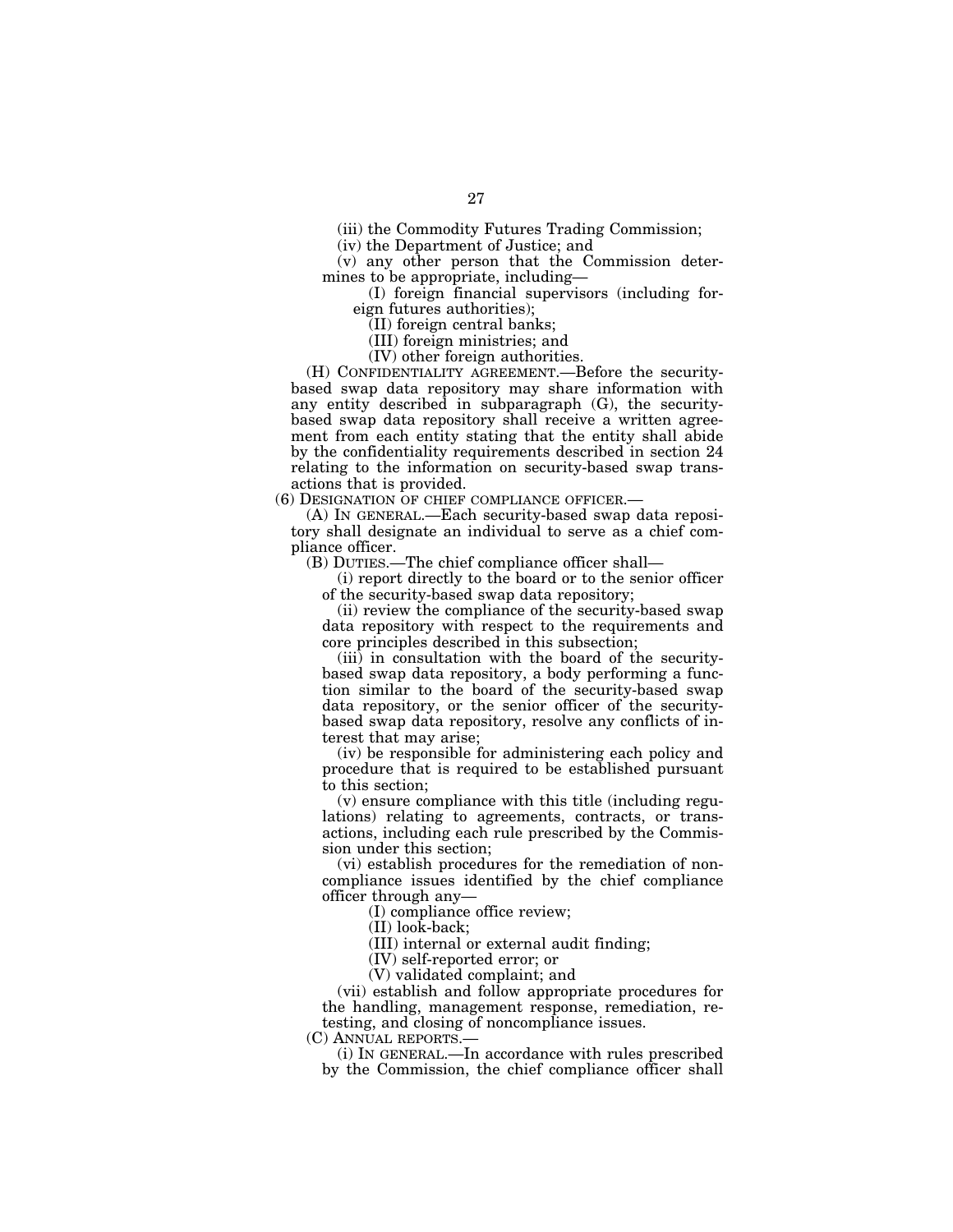(iii) the Commodity Futures Trading Commission;

(iv) the Department of Justice; and

(v) any other person that the Commission determines to be appropriate, including—

(I) foreign financial supervisors (including foreign futures authorities);

(II) foreign central banks;

(III) foreign ministries; and

(IV) other foreign authorities.

(H) CONFIDENTIALITY AGREEMENT.—Before the security-based swap data repository may share information with any entity described in subparagraph (G), the security-based swap data repository shall receive a written agreement from each entity stating that the entity shall abide by the confidentiality requirements described in section 24 relating to the information on security-based swap transactions that is provided.

(6) DESIGNATION OF CHIEF COMPLIANCE OFFICER.—

(A) IN GENERAL.—Each security-based swap data repository shall designate an individual to serve as a chief compliance officer.

(B) DUTIES.—The chief compliance officer shall—

(i) report directly to the board or to the senior officer of the security-based swap data repository;

(ii) review the compliance of the security-based swap data repository with respect to the requirements and core principles described in this subsection;

(iii) in consultation with the board of the security-based swap data repository, a body performing a function similar to the board of the security-based swap data repository, or the senior officer of the security-based swap data repository, resolve any conflicts of interest that may arise;

(iv) be responsible for administering each policy and procedure that is required to be established pursuant to this section;

(v) ensure compliance with this title (including regulations) relating to agreements, contracts, or transactions, including each rule prescribed by the Commission under this section;

(vi) establish procedures for the remediation of noncompliance issues identified by the chief compliance officer through any—

(I) compliance office review;

(II) look-back;

(III) internal or external audit finding;

(IV) self-reported error; or

(V) validated complaint; and

(vii) establish and follow appropriate procedures for the handling, management response, remediation, retesting, and closing of noncompliance issues.

(C) ANNUAL REPORTS.—

(i) IN GENERAL.—In accordance with rules prescribed by the Commission, the chief compliance officer shall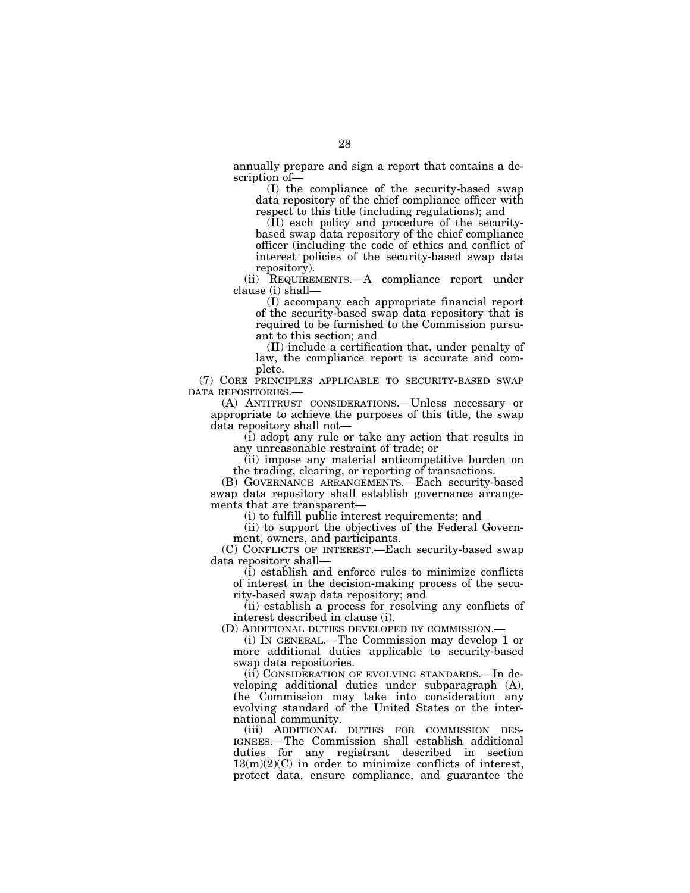annually prepare and sign a report that contains a description of—

(I) the compliance of the security-based swap data repository of the chief compliance officer with respect to this title (including regulations); and

(II) each policy and procedure of the security-based swap data repository of the chief compliance officer (including the code of ethics and conflict of interest policies of the security-based swap data repository).

(ii) REQUIREMENTS.—A compliance report under clause (i) shall—

(I) accompany each appropriate financial report of the security-based swap data repository that is required to be furnished to the Commission pursuant to this section; and

(II) include a certification that, under penalty of law, the compliance report is accurate and complete.

(7) CORE PRINCIPLES APPLICABLE TO SECURITY-BASED SWAP DATA REPOSITORIES.—

(A) ANTITRUST CONSIDERATIONS.—Unless necessary or appropriate to achieve the purposes of this title, the swap data repository shall not—

(i) adopt any rule or take any action that results in any unreasonable restraint of trade; or

(ii) impose any material anticompetitive burden on the trading, clearing, or reporting of transactions.

(B) GOVERNANCE ARRANGEMENTS.—Each security-based swap data repository shall establish governance arrangements that are transparent—

(i) to fulfill public interest requirements; and

(ii) to support the objectives of the Federal Government, owners, and participants.

(C) CONFLICTS OF INTEREST.—Each security-based swap data repository shall—

(i) establish and enforce rules to minimize conflicts of interest in the decision-making process of the security-based swap data repository; and

(ii) establish a process for resolving any conflicts of interest described in clause (i).

(D) ADDITIONAL DUTIES DEVELOPED BY COMMISSION.—

(i) IN GENERAL.—The Commission may develop 1 or more additional duties applicable to security-based swap data repositories.

(ii) CONSIDERATION OF EVOLVING STANDARDS.—In developing additional duties under subparagraph (A), the Commission may take into consideration any evolving standard of the United States or the international community.

(iii) ADDITIONAL DUTIES FOR COMMISSION DESIGNEES.—The Commission shall establish additional duties for any registrant described in section 13(m)(2)(C) in order to minimize conflicts of interest, protect data, ensure compliance, and guarantee the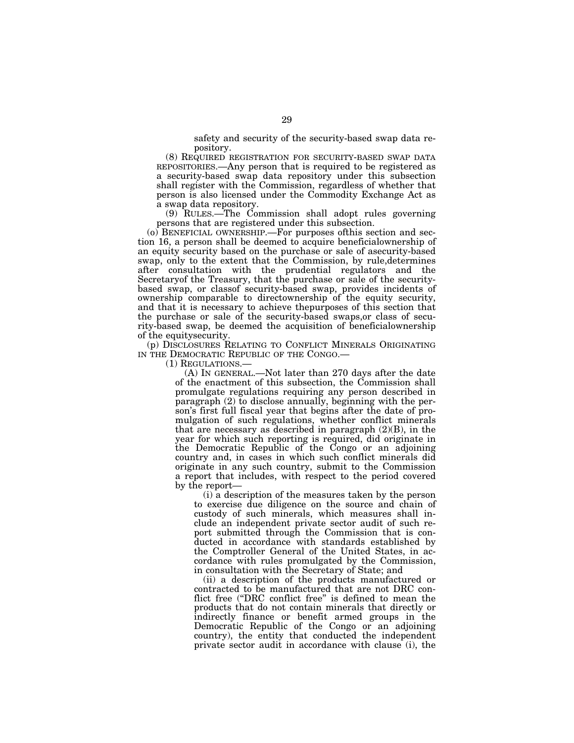safety and security of the security-based swap data repository.

(8) REQUIRED REGISTRATION FOR SECURITY-BASED SWAP DATA REPOSITORIES.—Any person that is required to be registered as a security-based swap data repository under this subsection shall register with the Commission, regardless of whether that person is also licensed under the Commodity Exchange Act as a swap data repository.

(9) RULES.—The Commission shall adopt rules governing persons that are registered under this subsection.

(o) BENEFICIAL OWNERSHIP.—For purposes ofthis section and section 16, a person shall be deemed to acquire beneficialownership of an equity security based on the purchase or sale of asecurity-based swap, only to the extent that the Commission, by rule,determines after consultation with the prudential regulators and the Secretaryof the Treasury, that the purchase or sale of the security-based swap, or classof security-based swap, provides incidents of ownership comparable to directownership of the equity security, and that it is necessary to achieve thepurposes of this section that the purchase or sale of the security-based swaps,or class of security-based swap, be deemed the acquisition of beneficialownership of the equitysecurity.

(p) DISCLOSURES RELATING TO CONFLICT MINERALS ORIGINATING IN THE DEMOCRATIC REPUBLIC OF THE CONGO.—

(1) REGULATIONS.—

(A) IN GENERAL.—Not later than 270 days after the date of the enactment of this subsection, the Commission shall promulgate regulations requiring any person described in paragraph (2) to disclose annually, beginning with the person's first full fiscal year that begins after the date of promulgation of such regulations, whether conflict minerals that are necessary as described in paragraph (2)(B), in the year for which such reporting is required, did originate in the Democratic Republic of the Congo or an adjoining country and, in cases in which such conflict minerals did originate in any such country, submit to the Commission a report that includes, with respect to the period covered by the report—

(i) a description of the measures taken by the person to exercise due diligence on the source and chain of custody of such minerals, which measures shall include an independent private sector audit of such report submitted through the Commission that is conducted in accordance with standards established by the Comptroller General of the United States, in accordance with rules promulgated by the Commission, in consultation with the Secretary of State; and

(ii) a description of the products manufactured or contracted to be manufactured that are not DRC conflict free ("DRC conflict free" is defined to mean the products that do not contain minerals that directly or indirectly finance or benefit armed groups in the Democratic Republic of the Congo or an adjoining country), the entity that conducted the independent private sector audit in accordance with clause (i), the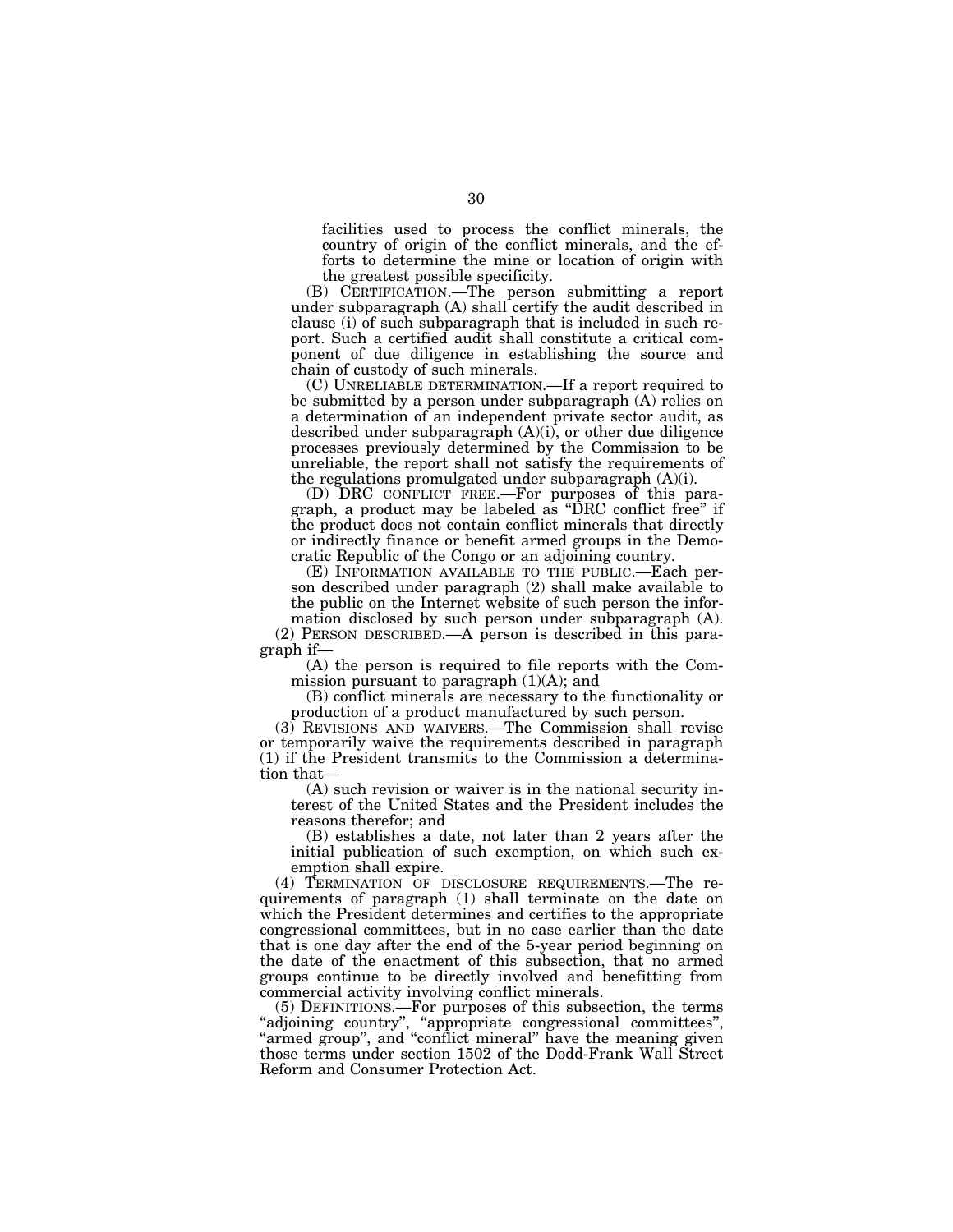facilities used to process the conflict minerals, the country of origin of the conflict minerals, and the efforts to determine the mine or location of origin with the greatest possible specificity.

(B) CERTIFICATION.—The person submitting a report under subparagraph (A) shall certify the audit described in clause (i) of such subparagraph that is included in such report. Such a certified audit shall constitute a critical component of due diligence in establishing the source and chain of custody of such minerals.

(C) UNRELIABLE DETERMINATION.—If a report required to be submitted by a person under subparagraph (A) relies on a determination of an independent private sector audit, as described under subparagraph (A)(i), or other due diligence processes previously determined by the Commission to be unreliable, the report shall not satisfy the requirements of the regulations promulgated under subparagraph (A)(i).

(D) DRC CONFLICT FREE.—For purposes of this paragraph, a product may be labeled as "DRC conflict free" if the product does not contain conflict minerals that directly or indirectly finance or benefit armed groups in the Democratic Republic of the Congo or an adjoining country.

(E) INFORMATION AVAILABLE TO THE PUBLIC.—Each person described under paragraph (2) shall make available to the public on the Internet website of such person the information disclosed by such person under subparagraph (A).

(2) PERSON DESCRIBED.—A person is described in this paragraph if—

(A) the person is required to file reports with the Commission pursuant to paragraph (1)(A); and

(B) conflict minerals are necessary to the functionality or production of a product manufactured by such person.

(3) REVISIONS AND WAIVERS.—The Commission shall revise or temporarily waive the requirements described in paragraph (1) if the President transmits to the Commission a determination that—

(A) such revision or waiver is in the national security interest of the United States and the President includes the reasons therefor; and

(B) establishes a date, not later than 2 years after the initial publication of such exemption, on which such exemption shall expire.

(4) TERMINATION OF DISCLOSURE REQUIREMENTS.—The requirements of paragraph (1) shall terminate on the date on which the President determines and certifies to the appropriate congressional committees, but in no case earlier than the date that is one day after the end of the 5-year period beginning on the date of the enactment of this subsection, that no armed groups continue to be directly involved and benefitting from commercial activity involving conflict minerals.

(5) DEFINITIONS.—For purposes of this subsection, the terms "adjoining country", "appropriate congressional committees", "armed group", and "conflict mineral" have the meaning given those terms under section 1502 of the Dodd-Frank Wall Street Reform and Consumer Protection Act.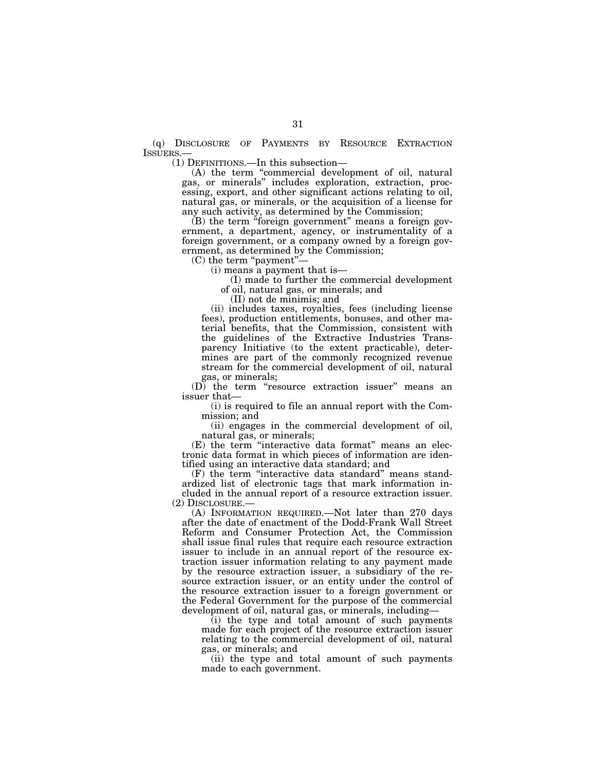(q) DISCLOSURE OF PAYMENTS BY RESOURCE EXTRACTION ISSUERS.—

(1) DEFINITIONS.—In this subsection—

(A) the term "commercial development of oil, natural gas, or minerals" includes exploration, extraction, processing, export, and other significant actions relating to oil, natural gas, or minerals, or the acquisition of a license for any such activity, as determined by the Commission;

(B) the term "foreign government" means a foreign government, a department, agency, or instrumentality of a foreign government, or a company owned by a foreign government, as determined by the Commission;

(C) the term "payment"—

(i) means a payment that is—

(I) made to further the commercial development of oil, natural gas, or minerals; and

(II) not de minimis; and

(ii) includes taxes, royalties, fees (including license fees), production entitlements, bonuses, and other material benefits, that the Commission, consistent with the guidelines of the Extractive Industries Transparency Initiative (to the extent practicable), determines are part of the commonly recognized revenue stream for the commercial development of oil, natural gas, or minerals;

(D) the term "resource extraction issuer" means an issuer that—

(i) is required to file an annual report with the Commission; and

(ii) engages in the commercial development of oil, natural gas, or minerals;

(E) the term "interactive data format" means an electronic data format in which pieces of information are identified using an interactive data standard; and

(F) the term "interactive data standard" means standardized list of electronic tags that mark information included in the annual report of a resource extraction issuer.

(2) DISCLOSURE.—

(A) INFORMATION REQUIRED.—Not later than 270 days after the date of enactment of the Dodd-Frank Wall Street Reform and Consumer Protection Act, the Commission shall issue final rules that require each resource extraction issuer to include in an annual report of the resource extraction issuer information relating to any payment made by the resource extraction issuer, a subsidiary of the resource extraction issuer, or an entity under the control of the resource extraction issuer to a foreign government or the Federal Government for the purpose of the commercial development of oil, natural gas, or minerals, including—

(i) the type and total amount of such payments made for each project of the resource extraction issuer relating to the commercial development of oil, natural gas, or minerals; and

(ii) the type and total amount of such payments made to each government.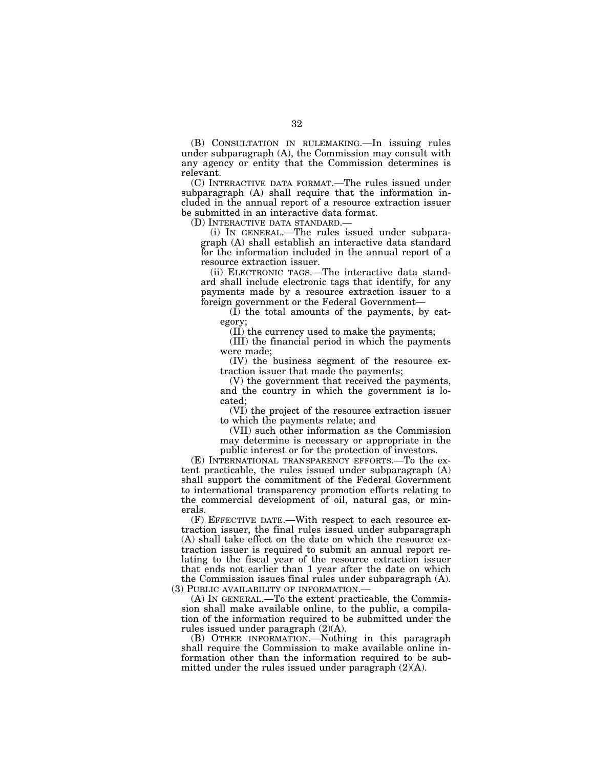(B) CONSULTATION IN RULEMAKING.—In issuing rules under subparagraph (A), the Commission may consult with any agency or entity that the Commission determines is relevant.

(C) INTERACTIVE DATA FORMAT.—The rules issued under subparagraph (A) shall require that the information included in the annual report of a resource extraction issuer be submitted in an interactive data format.

(D) INTERACTIVE DATA STANDARD.—

(i) IN GENERAL.—The rules issued under subparagraph (A) shall establish an interactive data standard for the information included in the annual report of a resource extraction issuer.

(ii) ELECTRONIC TAGS.—The interactive data standard shall include electronic tags that identify, for any payments made by a resource extraction issuer to a foreign government or the Federal Government—

(I) the total amounts of the payments, by category;

(II) the currency used to make the payments;

(III) the financial period in which the payments were made;

(IV) the business segment of the resource extraction issuer that made the payments;

(V) the government that received the payments, and the country in which the government is located;

(VI) the project of the resource extraction issuer to which the payments relate; and

(VII) such other information as the Commission may determine is necessary or appropriate in the public interest or for the protection of investors.

(E) INTERNATIONAL TRANSPARENCY EFFORTS.—To the extent practicable, the rules issued under subparagraph (A) shall support the commitment of the Federal Government to international transparency promotion efforts relating to the commercial development of oil, natural gas, or minerals.

(F) EFFECTIVE DATE.—With respect to each resource extraction issuer, the final rules issued under subparagraph (A) shall take effect on the date on which the resource extraction issuer is required to submit an annual report relating to the fiscal year of the resource extraction issuer that ends not earlier than 1 year after the date on which the Commission issues final rules under subparagraph (A).

(3) PUBLIC AVAILABILITY OF INFORMATION.—

(A) IN GENERAL.—To the extent practicable, the Commission shall make available online, to the public, a compilation of the information required to be submitted under the rules issued under paragraph (2)(A).

(B) OTHER INFORMATION.—Nothing in this paragraph shall require the Commission to make available online information other than the information required to be submitted under the rules issued under paragraph (2)(A).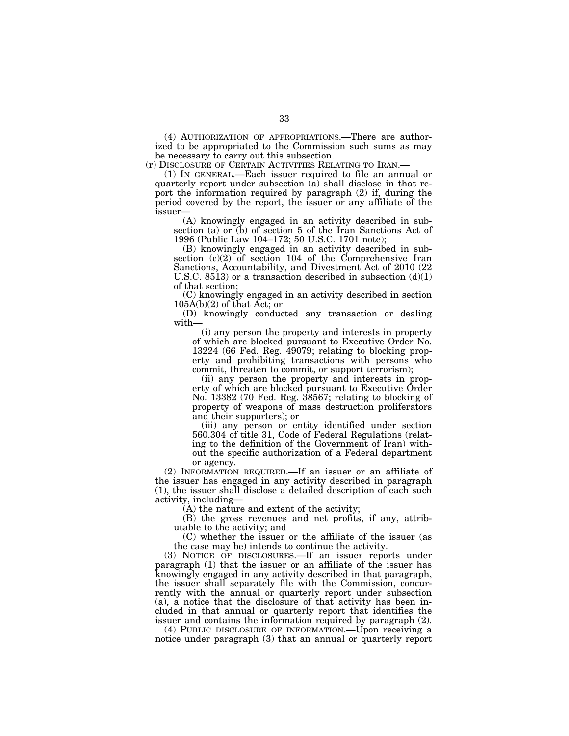(4) AUTHORIZATION OF APPROPRIATIONS.—There are authorized to be appropriated to the Commission such sums as may be necessary to carry out this subsection.

(r) DISCLOSURE OF CERTAIN ACTIVITIES RELATING TO IRAN.—

(1) IN GENERAL.—Each issuer required to file an annual or quarterly report under subsection (a) shall disclose in that report the information required by paragraph (2) if, during the period covered by the report, the issuer or any affiliate of the issuer—

(A) knowingly engaged in an activity described in subsection (a) or (b) of section 5 of the Iran Sanctions Act of 1996 (Public Law 104–172; 50 U.S.C. 1701 note);

(B) knowingly engaged in an activity described in subsection (c)(2) of section 104 of the Comprehensive Iran Sanctions, Accountability, and Divestment Act of 2010 (22 U.S.C. 8513) or a transaction described in subsection (d)(1) of that section;

(C) knowingly engaged in an activity described in section 105A(b)(2) of that Act; or

(D) knowingly conducted any transaction or dealing with—

(i) any person the property and interests in property of which are blocked pursuant to Executive Order No. 13224 (66 Fed. Reg. 49079; relating to blocking property and prohibiting transactions with persons who commit, threaten to commit, or support terrorism);

(ii) any person the property and interests in property of which are blocked pursuant to Executive Order No. 13382 (70 Fed. Reg. 38567; relating to blocking of property of weapons of mass destruction proliferators and their supporters); or

(iii) any person or entity identified under section 560.304 of title 31, Code of Federal Regulations (relating to the definition of the Government of Iran) without the specific authorization of a Federal department or agency.

(2) INFORMATION REQUIRED.—If an issuer or an affiliate of the issuer has engaged in any activity described in paragraph (1), the issuer shall disclose a detailed description of each such activity, including—

(A) the nature and extent of the activity;

(B) the gross revenues and net profits, if any, attributable to the activity; and

(C) whether the issuer or the affiliate of the issuer (as the case may be) intends to continue the activity.

(3) NOTICE OF DISCLOSURES.—If an issuer reports under paragraph (1) that the issuer or an affiliate of the issuer has knowingly engaged in any activity described in that paragraph, the issuer shall separately file with the Commission, concurrently with the annual or quarterly report under subsection (a), a notice that the disclosure of that activity has been included in that annual or quarterly report that identifies the issuer and contains the information required by paragraph (2).

(4) PUBLIC DISCLOSURE OF INFORMATION.—Upon receiving a notice under paragraph (3) that an annual or quarterly report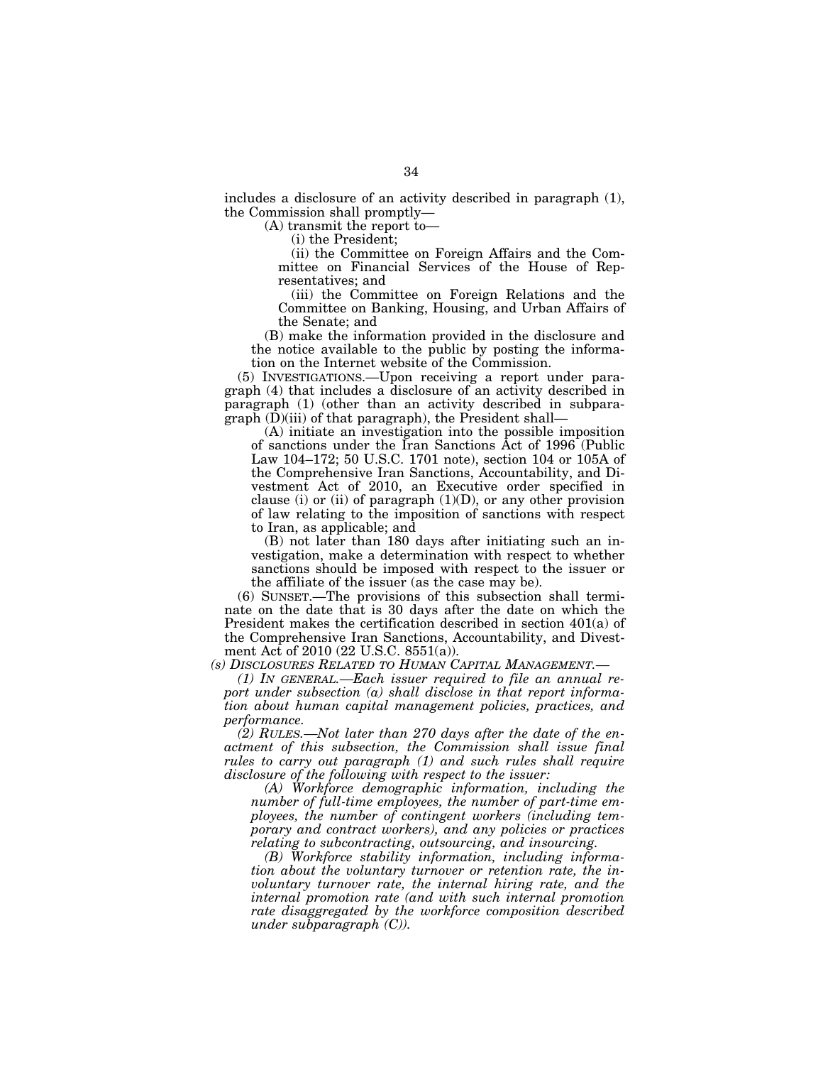includes a disclosure of an activity described in paragraph (1), the Commission shall promptly—

(A) transmit the report to—

(i) the President;

(ii) the Committee on Foreign Affairs and the Committee on Financial Services of the House of Representatives; and

(iii) the Committee on Foreign Relations and the Committee on Banking, Housing, and Urban Affairs of the Senate; and

(B) make the information provided in the disclosure and the notice available to the public by posting the information on the Internet website of the Commission.

(5) INVESTIGATIONS.—Upon receiving a report under paragraph (4) that includes a disclosure of an activity described in paragraph (1) (other than an activity described in subparagraph (D)(iii) of that paragraph), the President shall—

(A) initiate an investigation into the possible imposition of sanctions under the Iran Sanctions Act of 1996 (Public Law 104–172; 50 U.S.C. 1701 note), section 104 or 105A of the Comprehensive Iran Sanctions, Accountability, and Divestment Act of 2010, an Executive order specified in clause (i) or (ii) of paragraph (1)(D), or any other provision of law relating to the imposition of sanctions with respect to Iran, as applicable; and

(B) not later than 180 days after initiating such an investigation, make a determination with respect to whether sanctions should be imposed with respect to the issuer or the affiliate of the issuer (as the case may be).

(6) SUNSET.—The provisions of this subsection shall terminate on the date that is 30 days after the date on which the President makes the certification described in section 401(a) of the Comprehensive Iran Sanctions, Accountability, and Divestment Act of 2010 (22 U.S.C. 8551(a)).

*(s) DISCLOSURES RELATED TO HUMAN CAPITAL MANAGEMENT.—*

*(1) IN GENERAL.—Each issuer required to file an annual report under subsection (a) shall disclose in that report information about human capital management policies, practices, and performance.*

*(2) RULES.—Not later than 270 days after the date of the enactment of this subsection, the Commission shall issue final rules to carry out paragraph (1) and such rules shall require disclosure of the following with respect to the issuer:*

*(A) Workforce demographic information, including the number of full-time employees, the number of part-time employees, the number of contingent workers (including temporary and contract workers), and any policies or practices relating to subcontracting, outsourcing, and insourcing.*

*(B) Workforce stability information, including information about the voluntary turnover or retention rate, the involuntary turnover rate, the internal hiring rate, and the internal promotion rate (and with such internal promotion rate disaggregated by the workforce composition described under subparagraph (C)).*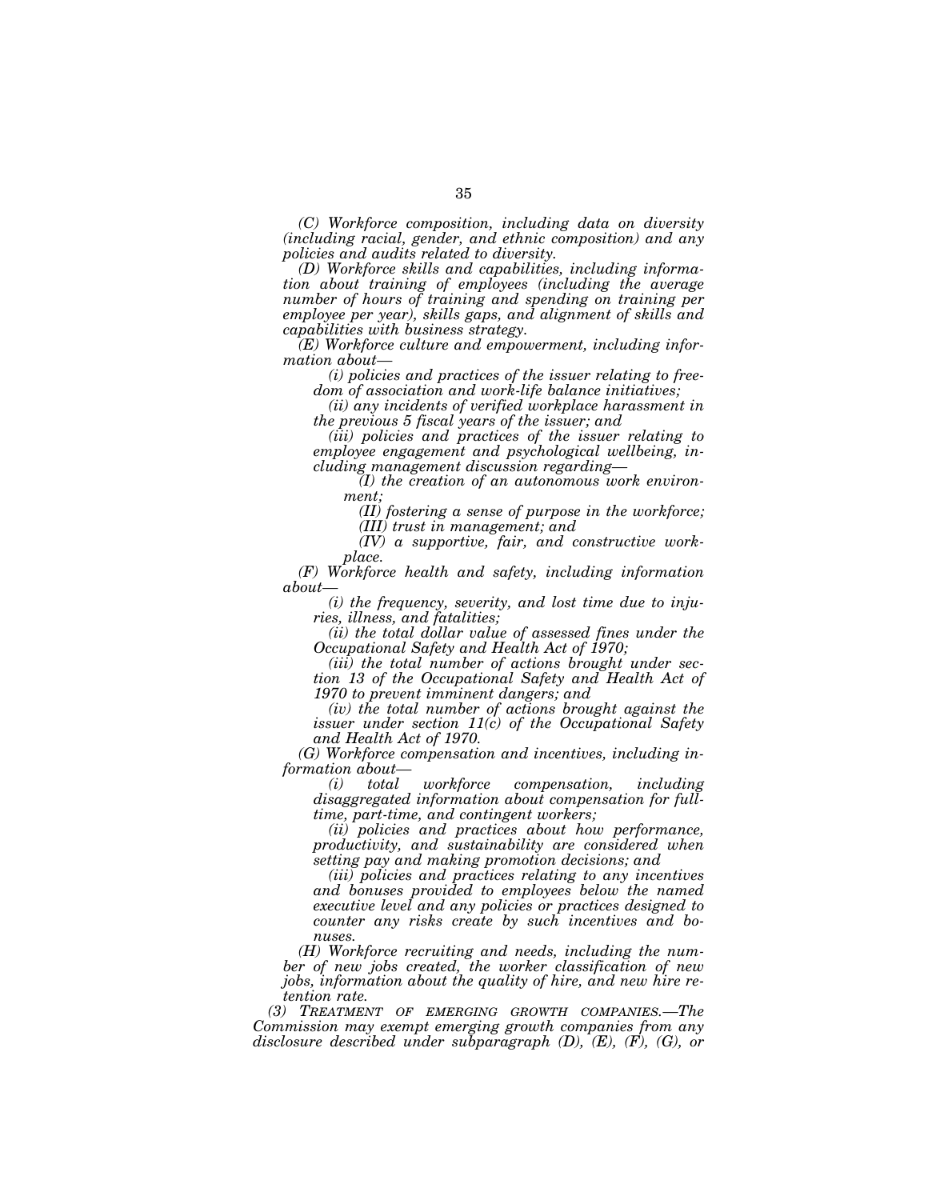*(C) Workforce composition, including data on diversity (including racial, gender, and ethnic composition) and any policies and audits related to diversity.*

*(D) Workforce skills and capabilities, including information about training of employees (including the average number of hours of training and spending on training per employee per year), skills gaps, and alignment of skills and capabilities with business strategy.*

*(E) Workforce culture and empowerment, including information about—*

*(i) policies and practices of the issuer relating to freedom of association and work-life balance initiatives;*

*(ii) any incidents of verified workplace harassment in the previous 5 fiscal years of the issuer; and*

*(iii) policies and practices of the issuer relating to employee engagement and psychological wellbeing, including management discussion regarding—*

*(I) the creation of an autonomous work environment;*

*(II) fostering a sense of purpose in the workforce;*

*(III) trust in management; and*

*(IV) a supportive, fair, and constructive workplace.*

*(F) Workforce health and safety, including information about—*

*(i) the frequency, severity, and lost time due to injuries, illness, and fatalities;*

*(ii) the total dollar value of assessed fines under the Occupational Safety and Health Act of 1970;*

*(iii) the total number of actions brought under section 13 of the Occupational Safety and Health Act of 1970 to prevent imminent dangers; and*

*(iv) the total number of actions brought against the issuer under section 11(c) of the Occupational Safety and Health Act of 1970.*

*(G) Workforce compensation and incentives, including information about—*

*(i) total workforce compensation, including disaggregated information about compensation for full-time, part-time, and contingent workers;*

*(ii) policies and practices about how performance, productivity, and sustainability are considered when setting pay and making promotion decisions; and*

*(iii) policies and practices relating to any incentives and bonuses provided to employees below the named executive level and any policies or practices designed to counter any risks create by such incentives and bonuses.*

*(H) Workforce recruiting and needs, including the number of new jobs created, the worker classification of new jobs, information about the quality of hire, and new hire retention rate.*

*(3) TREATMENT OF EMERGING GROWTH COMPANIES.—The Commission may exempt emerging growth companies from any disclosure described under subparagraph (D), (E), (F), (G), or*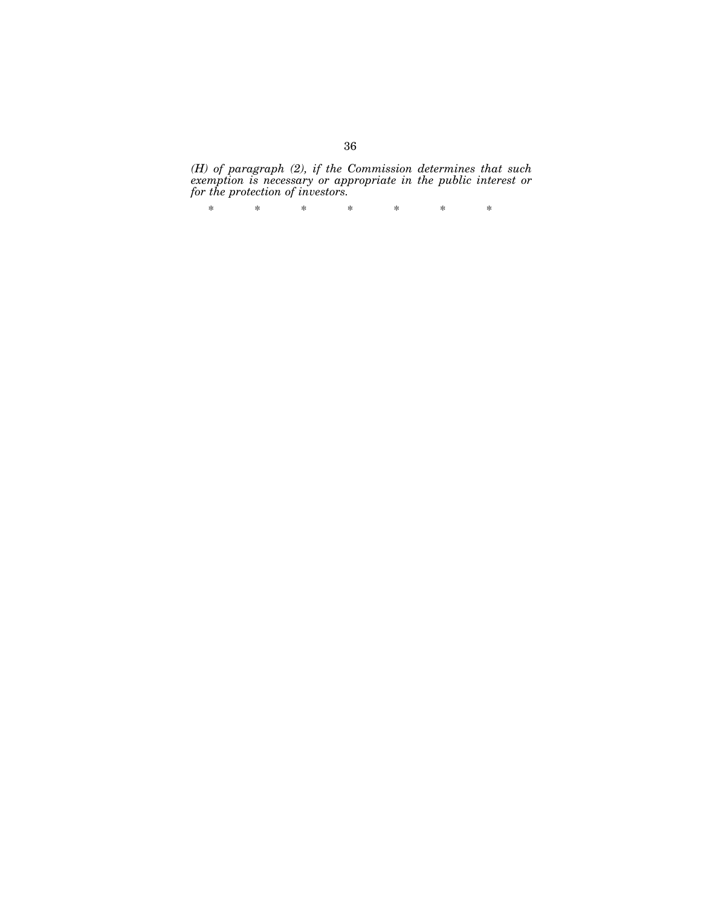*(H) of paragraph (2), if the Commission determines that such exemption is necessary or appropriate in the public interest or for the protection of investors.*

\* \* \* \* \* \* \*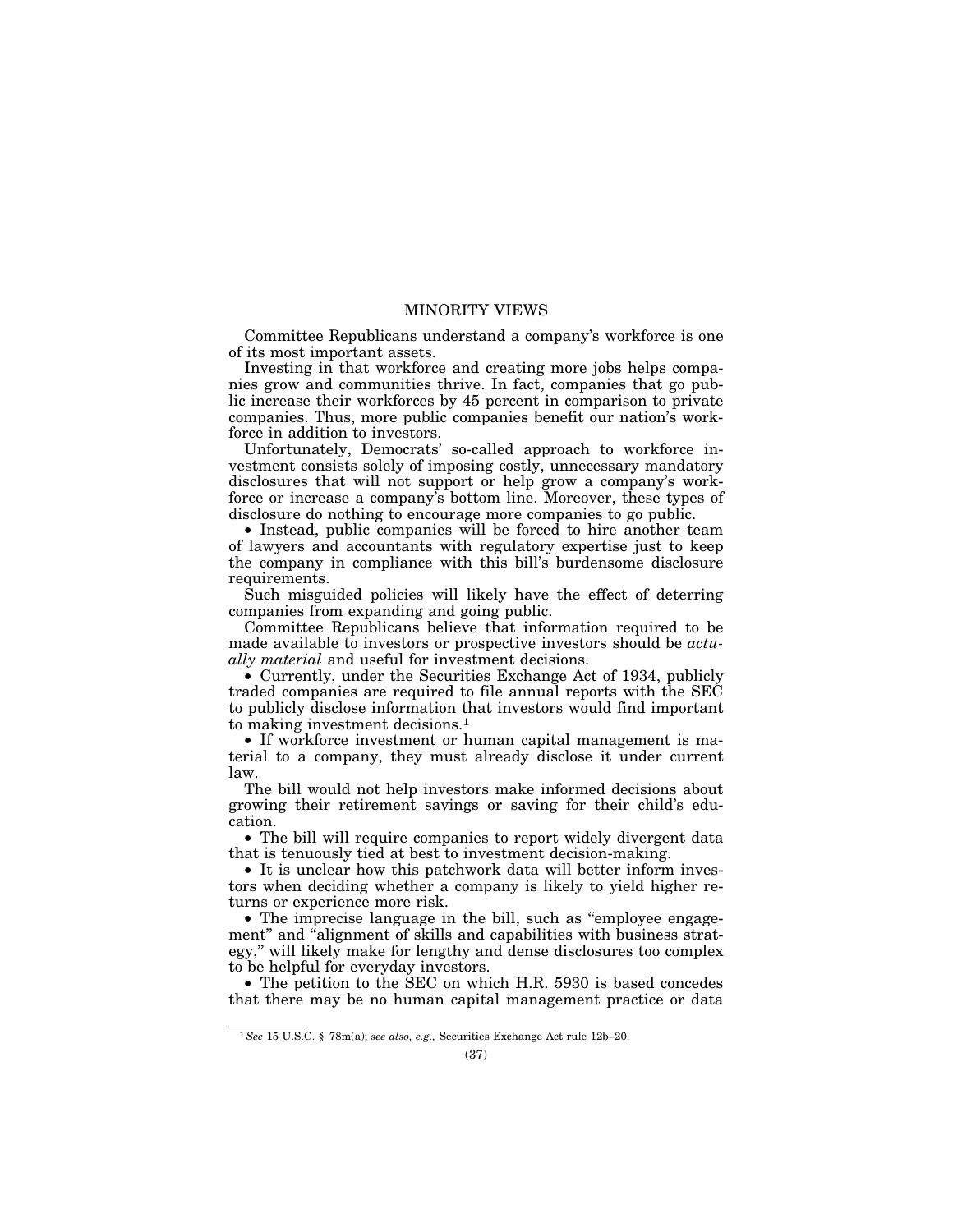## MINORITY VIEWS

Committee Republicans understand a company's workforce is one of its most important assets.

Investing in that workforce and creating more jobs helps companies grow and communities thrive. In fact, companies that go public increase their workforces by 45 percent in comparison to private companies. Thus, more public companies benefit our nation's workforce in addition to investors.

Unfortunately, Democrats' so-called approach to workforce investment consists solely of imposing costly, unnecessary mandatory disclosures that will not support or help grow a company's workforce or increase a company's bottom line. Moreover, these types of disclosure do nothing to encourage more companies to go public.

- Instead, public companies will be forced to hire another team of lawyers and accountants with regulatory expertise just to keep the company in compliance with this bill's burdensome disclosure requirements.

Such misguided policies will likely have the effect of deterring companies from expanding and going public.

Committee Republicans believe that information required to be made available to investors or prospective investors should be *actually material* and useful for investment decisions.

- Currently, under the Securities Exchange Act of 1934, publicly traded companies are required to file annual reports with the SEC to publicly disclose information that investors would find important to making investment decisions.[1]
- If workforce investment or human capital management is material to a company, they must already disclose it under current law.

The bill would not help investors make informed decisions about growing their retirement savings or saving for their child's education.

- The bill will require companies to report widely divergent data that is tenuously tied at best to investment decision-making.
- It is unclear how this patchwork data will better inform investors when deciding whether a company is likely to yield higher returns or experience more risk.
- The imprecise language in the bill, such as "employee engagement" and "alignment of skills and capabilities with business strategy," will likely make for lengthy and dense disclosures too complex to be helpful for everyday investors.
- The petition to the SEC on which H.R. 5930 is based concedes that there may be no human capital management practice or data

---

[1] *See* 15 U.S.C. § 78m(a); *see also, e.g.,* Securities Exchange Act rule 12b–20.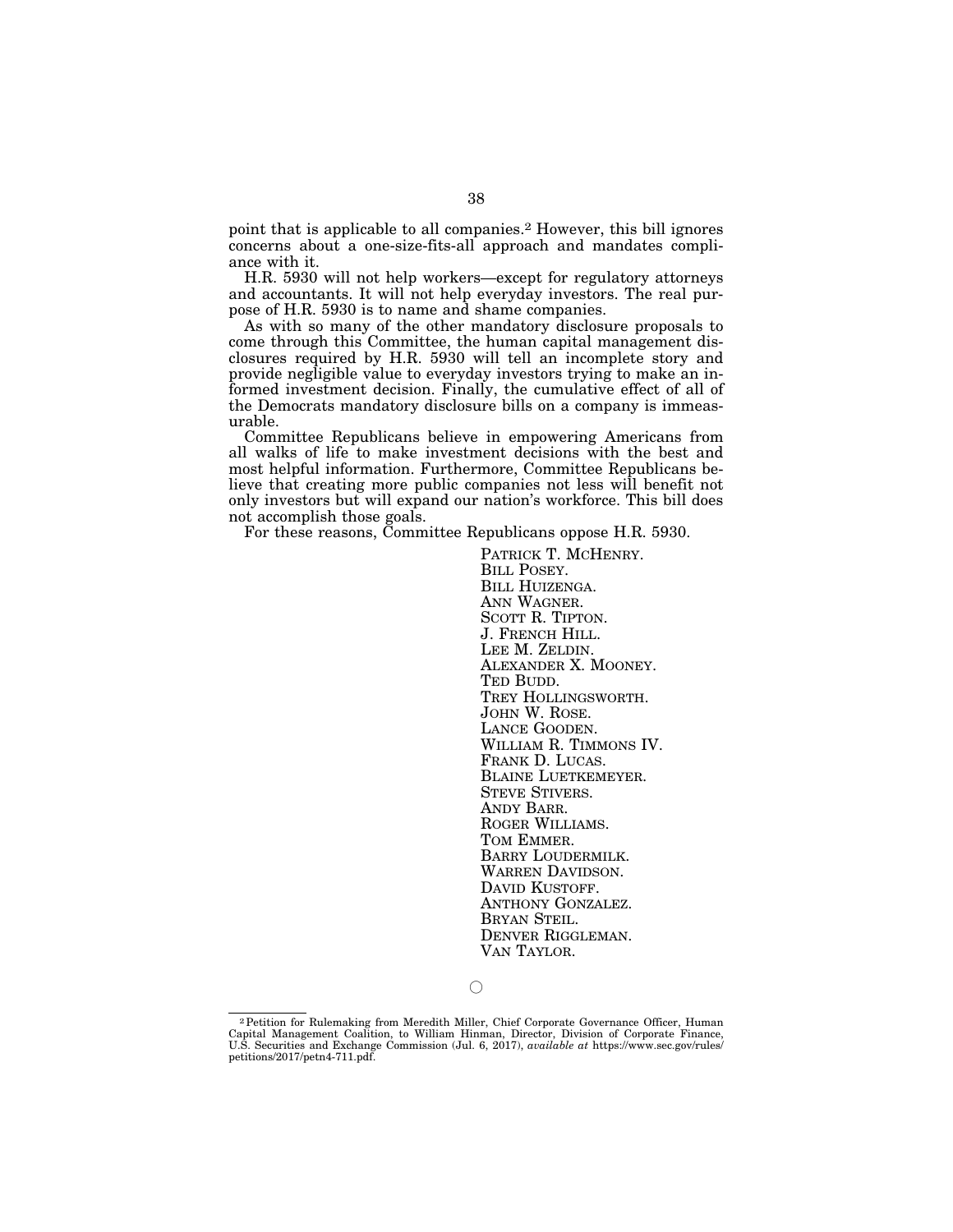point that is applicable to all companies.[2] However, this bill ignores concerns about a one-size-fits-all approach and mandates compliance with it.

H.R. 5930 will not help workers—except for regulatory attorneys and accountants. It will not help everyday investors. The real purpose of H.R. 5930 is to name and shame companies.

As with so many of the other mandatory disclosure proposals to come through this Committee, the human capital management disclosures required by H.R. 5930 will tell an incomplete story and provide negligible value to everyday investors trying to make an informed investment decision. Finally, the cumulative effect of all of the Democrats mandatory disclosure bills on a company is immeasurable.

Committee Republicans believe in empowering Americans from all walks of life to make investment decisions with the best and most helpful information. Furthermore, Committee Republicans believe that creating more public companies not less will benefit not only investors but will expand our nation's workforce. This bill does not accomplish those goals.

For these reasons, Committee Republicans oppose H.R. 5930.

PATRICK T. MCHENRY.
BILL POSEY.
BILL HUIZENGA.
ANN WAGNER.
SCOTT R. TIPTON.
J. FRENCH HILL.
LEE M. ZELDIN.
ALEXANDER X. MOONEY.
TED BUDD.
TREY HOLLINGSWORTH.
JOHN W. ROSE.
LANCE GOODEN.
WILLIAM R. TIMMONS IV.
FRANK D. LUCAS.
BLAINE LUETKEMEYER.
STEVE STIVERS.
ANDY BARR.
ROGER WILLIAMS.
TOM EMMER.
BARRY LOUDERMILK.
WARREN DAVIDSON.
DAVID KUSTOFF.
ANTHONY GONZALEZ.
BRYAN STEIL.
DENVER RIGGLEMAN.
VAN TAYLOR.

○

[2] Petition for Rulemaking from Meredith Miller, Chief Corporate Governance Officer, Human Capital Management Coalition, to William Hinman, Director, Division of Corporate Finance, U.S. Securities and Exchange Commission (Jul. 6, 2017), *available at* https://www.sec.gov/rules/petitions/2017/petn4-711.pdf.